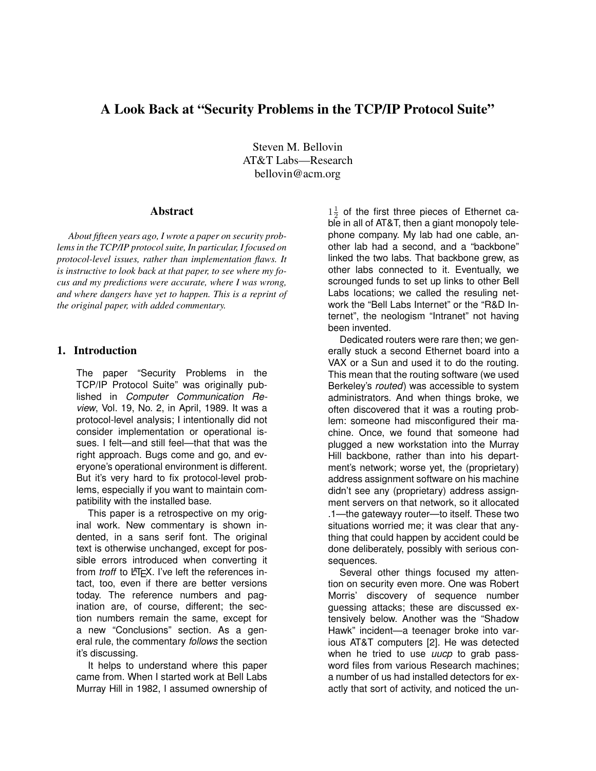# A Look Back at "Security Problems in the TCP/IP Protocol Suite"

Steven M. Bellovin
AT&T Labs—Research
bellovin@acm.org

## Abstract

*About fifteen years ago, I wrote a paper on security problems in the TCP/IP protocol suite, In particular, I focused on protocol-level issues, rather than implementation flaws. It is instructive to look back at that paper, to see where my focus and my predictions were accurate, where I was wrong, and where dangers have yet to happen. This is a reprint of the original paper, with added commentary.*

## 1. Introduction

The paper "Security Problems in the TCP/IP Protocol Suite" was originally published in *Computer Communication Review*, Vol. 19, No. 2, in April, 1989. It was a protocol-level analysis; I intentionally did not consider implementation or operational issues. I felt—and still feel—that that was the right approach. Bugs come and go, and everyone's operational environment is different. But it's very hard to fix protocol-level problems, especially if you want to maintain compatibility with the installed base.

This paper is a retrospective on my original work. New commentary is shown indented, in a sans serif font. The original text is otherwise unchanged, except for possible errors introduced when converting it from *troff* to LaTeX. I've left the references intact, too, even if there are better versions today. The reference numbers and pagination are, of course, different; the section numbers remain the same, except for a new "Conclusions" section. As a general rule, the commentary *follows* the section it's discussing.

It helps to understand where this paper came from. When I started work at Bell Labs Murray Hill in 1982, I assumed ownership of $1\frac{1}{2}$ of the first three pieces of Ethernet cable in all of AT&T, then a giant monopoly telephone company. My lab had one cable, another lab had a second, and a "backbone" linked the two labs. That backbone grew, as other labs connected to it. Eventually, we scrounged funds to set up links to other Bell Labs locations; we called the resuling network the "Bell Labs Internet" or the "R&D Internet", the neologism "Intranet" not having been invented.

Dedicated routers were rare then; we generally stuck a second Ethernet board into a VAX or a Sun and used it to do the routing. This mean that the routing software (we used Berkeley's *routed*) was accessible to system administrators. And when things broke, we often discovered that it was a routing problem: someone had misconfigured their machine. Once, we found that someone had plugged a new workstation into the Murray Hill backbone, rather than into his department's network; worse yet, the (proprietary) address assignment software on his machine didn't see any (proprietary) address assignment servers on that network, so it allocated .1—the gatewayy router—to itself. These two situations worried me; it was clear that anything that could happen by accident could be done deliberately, possibly with serious consequences.

Several other things focused my attention on security even more. One was Robert Morris' discovery of sequence number guessing attacks; these are discussed extensively below. Another was the "Shadow Hawk" incident—a teenager broke into various AT&T computers [2]. He was detected when he tried to use *uucp* to grab password files from various Research machines; a number of us had installed detectors for exactly that sort of activity, and noticed the un-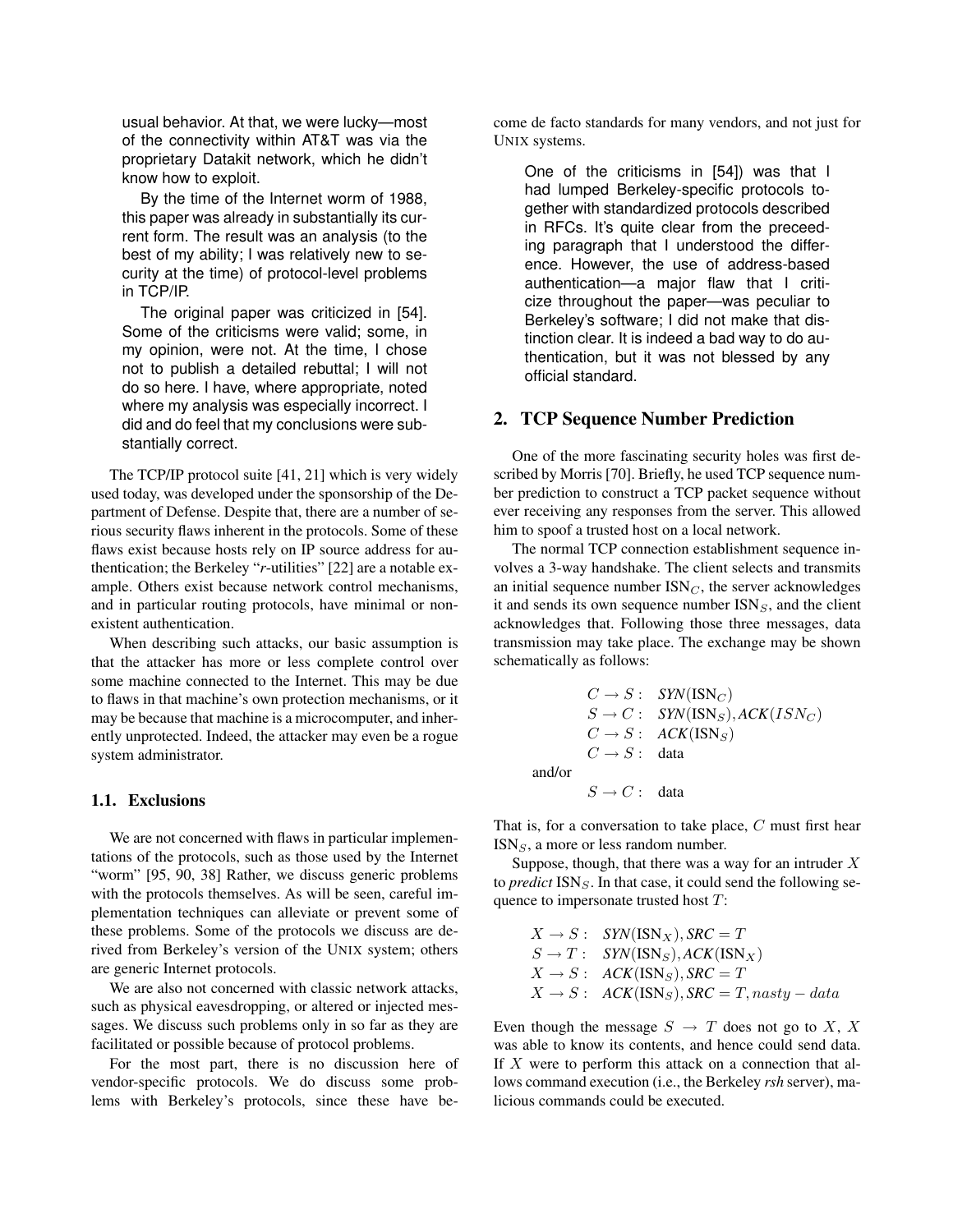usual behavior. At that, we were lucky—most of the connectivity within AT&T was via the proprietary Datakit network, which he didn't know how to exploit.

By the time of the Internet worm of 1988, this paper was already in substantially its current form. The result was an analysis (to the best of my ability; I was relatively new to security at the time) of protocol-level problems in TCP/IP.

The original paper was criticized in [54]. Some of the criticisms were valid; some, in my opinion, were not. At the time, I chose not to publish a detailed rebuttal; I will not do so here. I have, where appropriate, noted where my analysis was especially incorrect. I did and do feel that my conclusions were substantially correct.

The TCP/IP protocol suite [41, 21] which is very widely used today, was developed under the sponsorship of the Department of Defense. Despite that, there are a number of serious security flaws inherent in the protocols. Some of these flaws exist because hosts rely on IP source address for authentication; the Berkeley "*r*-utilities" [22] are a notable example. Others exist because network control mechanisms, and in particular routing protocols, have minimal or nonexistent authentication.

When describing such attacks, our basic assumption is that the attacker has more or less complete control over some machine connected to the Internet. This may be due to flaws in that machine's own protection mechanisms, or it may be because that machine is a microcomputer, and inherently unprotected. Indeed, the attacker may even be a rogue system administrator.

### 1.1. Exclusions

We are not concerned with flaws in particular implementations of the protocols, such as those used by the Internet "worm" [95, 90, 38] Rather, we discuss generic problems with the protocols themselves. As will be seen, careful implementation techniques can alleviate or prevent some of these problems. Some of the protocols we discuss are derived from Berkeley's version of the UNIX system; others are generic Internet protocols.

We are also not concerned with classic network attacks, such as physical eavesdropping, or altered or injected messages. We discuss such problems only in so far as they are facilitated or possible because of protocol problems.

For the most part, there is no discussion here of vendor-specific protocols. We do discuss some problems with Berkeley's protocols, since these have become de facto standards for many vendors, and not just for UNIX systems.

One of the criticisms in [54]) was that I had lumped Berkeley-specific protocols together with standardized protocols described in RFCs. It's quite clear from the preceeding paragraph that I understood the difference. However, the use of address-based authentication—a major flaw that I criticize throughout the paper—was peculiar to Berkeley's software; I did not make that distinction clear. It is indeed a bad way to do authentication, but it was not blessed by any official standard.

## 2. TCP Sequence Number Prediction

One of the more fascinating security holes was first described by Morris [70]. Briefly, he used TCP sequence number prediction to construct a TCP packet sequence without ever receiving any responses from the server. This allowed him to spoof a trusted host on a local network.

The normal TCP connection establishment sequence involves a 3-way handshake. The client selects and transmits an initial sequence number $\text{ISN}_C$, the server acknowledges it and sends its own sequence number $\text{ISN}_S$, and the client acknowledges that. Following those three messages, data transmission may take place. The exchange may be shown schematically as follows:

$$
\begin{aligned}
C \rightarrow S &: \ \mathit{SYN}(\text{ISN}_C) \\
S \rightarrow C &: \ \mathit{SYN}(\text{ISN}_S), \mathit{ACK}(ISN_C) \\
C \rightarrow S &: \ \mathit{ACK}(\text{ISN}_S) \\
C \rightarrow S &: \ \text{data}
\end{aligned}
$$

and/or

$$
S \rightarrow C : \ \text{data}
$$

That is, for a conversation to take place, $C$ must first hear $\text{ISN}_S$, a more or less random number.

Suppose, though, that there was a way for an intruder $X$ to *predict* $\text{ISN}_S$. In that case, it could send the following sequence to impersonate trusted host $T$:

$$
\begin{aligned}
X \rightarrow S &: \ \mathit{SYN}(\text{ISN}_X), \mathit{SRC} = T \\
S \rightarrow T &: \ \mathit{SYN}(\text{ISN}_S), \mathit{ACK}(\text{ISN}_X) \\
X \rightarrow S &: \ \mathit{ACK}(\text{ISN}_S), \mathit{SRC} = T \\
X \rightarrow S &: \ \mathit{ACK}(\text{ISN}_S), \mathit{SRC} = T, nasty-data
\end{aligned}
$$

Even though the message $S \rightarrow T$ does not go to $X$, $X$ was able to know its contents, and hence could send data. If $X$ were to perform this attack on a connection that allows command execution (i.e., the Berkeley *rsh* server), malicious commands could be executed.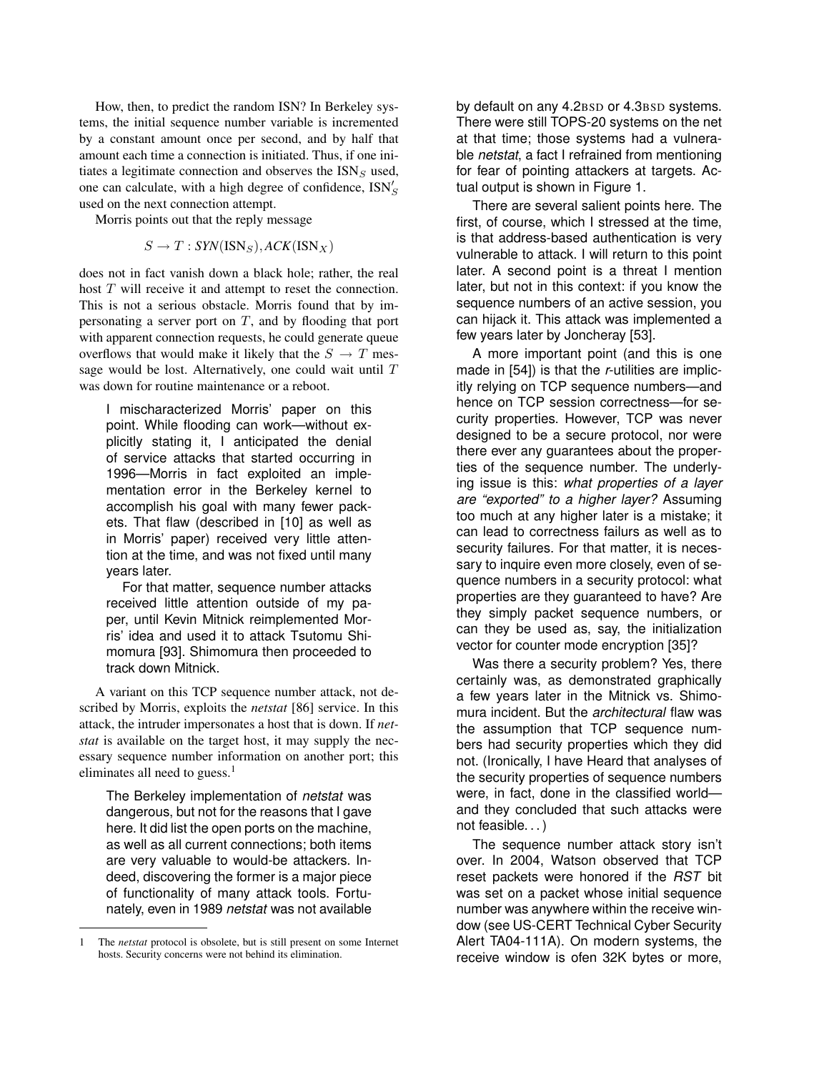How, then, to predict the random ISN? In Berkeley systems, the initial sequence number variable is incremented by a constant amount once per second, and by half that amount each time a connection is initiated. Thus, if one initiates a legitimate connection and observes the $\mathrm{ISN}_S$ used, one can calculate, with a high degree of confidence, $\mathrm{ISN}'_S$ used on the next connection attempt.

Morris points out that the reply message

$$S \rightarrow T : \mathit{SYN}(\mathrm{ISN}_S), \mathit{ACK}(\mathrm{ISN}_X)$$

does not in fact vanish down a black hole; rather, the real host $T$ will receive it and attempt to reset the connection. This is not a serious obstacle. Morris found that by impersonating a server port on $T$, and by flooding that port with apparent connection requests, he could generate queue overflows that would make it likely that the $S \rightarrow T$ message would be lost. Alternatively, one could wait until $T$ was down for routine maintenance or a reboot.

> I mischaracterized Morris' paper on this point. While flooding can work—without explicitly stating it, I anticipated the denial of service attacks that started occurring in 1996—Morris in fact exploited an implementation error in the Berkeley kernel to accomplish his goal with many fewer packets. That flaw (described in [10] as well as in Morris' paper) received very little attention at the time, and was not fixed until many years later.
>
> For that matter, sequence number attacks received little attention outside of my paper, until Kevin Mitnick reimplemented Morris' idea and used it to attack Tsutomu Shimomura [93]. Shimomura then proceeded to track down Mitnick.

A variant on this TCP sequence number attack, not described by Morris, exploits the *netstat* [86] service. In this attack, the intruder impersonates a host that is down. If *netstat* is available on the target host, it may supply the necessary sequence number information on another port; this eliminates all need to guess.[1]

> The Berkeley implementation of *netstat* was dangerous, but not for the reasons that I gave here. It did list the open ports on the machine, as well as all current connections; both items are very valuable to would-be attackers. Indeed, discovering the former is a major piece of functionality of many attack tools. Fortunately, even in 1989 *netstat* was not available by default on any 4.2BSD or 4.3BSD systems. There were still TOPS-20 systems on the net at that time; those systems had a vulnerable *netstat*, a fact I refrained from mentioning for fear of pointing attackers at targets. Actual output is shown in Figure 1.
>
> There are several salient points here. The first, of course, which I stressed at the time, is that address-based authentication is very vulnerable to attack. I will return to this point later. A second point is a threat I mention later, but not in this context: if you know the sequence numbers of an active session, you can hijack it. This attack was implemented a few years later by Joncheray [53].
>
> A more important point (and this is one made in [54]) is that the *r*-utilities are implicitly relying on TCP sequence numbers—and hence on TCP session correctness—for security properties. However, TCP was never designed to be a secure protocol, nor were there ever any guarantees about the properties of the sequence number. The underlying issue is this: *what properties of a layer are "exported" to a higher layer?* Assuming too much at any higher later is a mistake; it can lead to correctness failurs as well as to security failures. For that matter, it is necessary to inquire even more closely, even of sequence numbers in a security protocol: what properties are they guaranteed to have? Are they simply packet sequence numbers, or can they be used as, say, the initialization vector for counter mode encryption [35]?
>
> Was there a security problem? Yes, there certainly was, as demonstrated graphically a few years later in the Mitnick vs. Shimomura incident. But the *architectural* flaw was the assumption that TCP sequence numbers had security properties which they did not. (Ironically, I have Heard that analyses of the security properties of sequence numbers were, in fact, done in the classified world—and they concluded that such attacks were not feasible. . . )
>
> The sequence number attack story isn't over. In 2004, Watson observed that TCP reset packets were honored if the *RST* bit was set on a packet whose initial sequence number was anywhere within the receive window (see US-CERT Technical Cyber Security Alert TA04-111A). On modern systems, the receive window is ofen 32K bytes or more,

---

[1] The *netstat* protocol is obsolete, but is still present on some Internet hosts. Security concerns were not behind its elimination.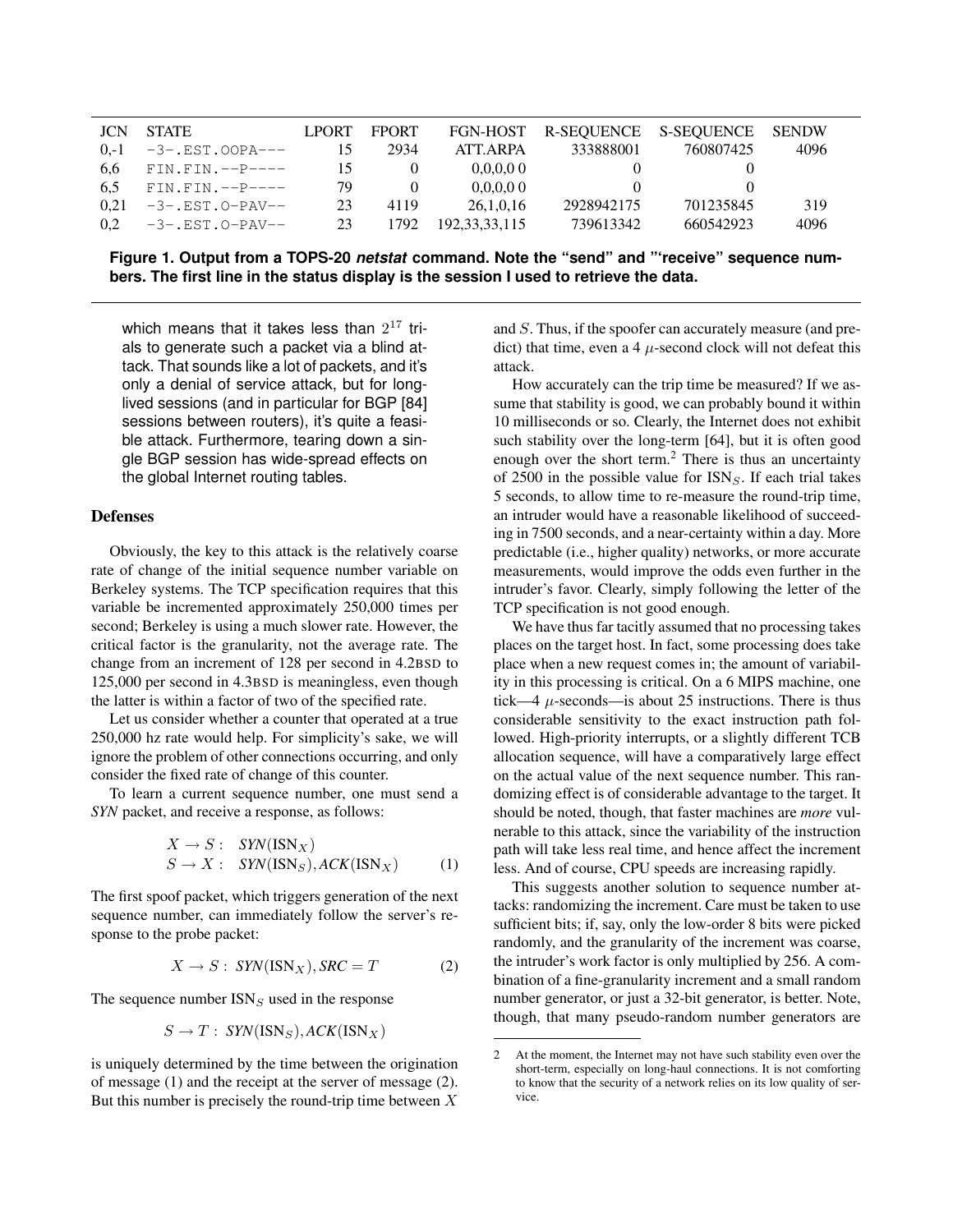| JCN | STATE | LPORT | FPORT | FGN-HOST | R-SEQUENCE | S-SEQUENCE | SENDW |
|---|---|---|---|---|---|---|---|
| 0,-1 | `-3-.EST.OOPA---` | 15 | 2934 | ATT.ARPA | 333888001 | 760807425 | 4096 |
| 6,6 | `FIN.FIN.--P----` | 15 | 0 | 0,0,0,0 0 | 0 | 0 | |
| 6,5 | `FIN.FIN.--P----` | 79 | 0 | 0,0,0,0 0 | 0 | 0 | |
| 0,21 | `-3-.EST.O-PAV--` | 23 | 4119 | 26,1,0,16 | 2928942175 | 701235845 | 319 |
| 0,2 | `-3-.EST.O-PAV--` | 23 | 1792 | 192,33,33,115 | 739613342 | 660542923 | 4096 |

**Figure 1. Output from a TOPS-20 *netstat* command. Note the "send" and "'receive" sequence numbers. The first line in the status display is the session I used to retrieve the data.**

which means that it takes less than $2^{17}$ trials to generate such a packet via a blind attack. That sounds like a lot of packets, and it's only a denial of service attack, but for long-lived sessions (and in particular for BGP [84] sessions between routers), it's quite a feasible attack. Furthermore, tearing down a single BGP session has wide-spread effects on the global Internet routing tables.

## Defenses

Obviously, the key to this attack is the relatively coarse rate of change of the initial sequence number variable on Berkeley systems. The TCP specification requires that this variable be incremented approximately 250,000 times per second; Berkeley is using a much slower rate. However, the critical factor is the granularity, not the average rate. The change from an increment of 128 per second in 4.2BSD to 125,000 per second in 4.3BSD is meaningless, even though the latter is within a factor of two of the specified rate.

Let us consider whether a counter that operated at a true 250,000 hz rate would help. For simplicity's sake, we will ignore the problem of other connections occurring, and only consider the fixed rate of change of this counter.

To learn a current sequence number, one must send a *SYN* packet, and receive a response, as follows:

$$\begin{aligned} X \rightarrow S: &\quad SYN(\text{ISN}_X) \\ S \rightarrow X: &\quad SYN(\text{ISN}_S), ACK(\text{ISN}_X) \end{aligned} \tag{1}$$

The first spoof packet, which triggers generation of the next sequence number, can immediately follow the server's response to the probe packet:

$$X \rightarrow S: \ SYN(\text{ISN}_X), SRC = T \tag{2}$$

The sequence number $\text{ISN}_S$ used in the response

$$S \rightarrow T: \ SYN(\text{ISN}_S), ACK(\text{ISN}_X)$$

is uniquely determined by the time between the origination of message (1) and the receipt at the server of message (2). But this number is precisely the round-trip time between $X$ and $S$. Thus, if the spoofer can accurately measure (and predict) that time, even a 4 $\mu$-second clock will not defeat this attack.

How accurately can the trip time be measured? If we assume that stability is good, we can probably bound it within 10 milliseconds or so. Clearly, the Internet does not exhibit such stability over the long-term [64], but it is often good enough over the short term.[2] There is thus an uncertainty of 2500 in the possible value for $\text{ISN}_S$. If each trial takes 5 seconds, to allow time to re-measure the round-trip time, an intruder would have a reasonable likelihood of succeeding in 7500 seconds, and a near-certainty within a day. More predictable (i.e., higher quality) networks, or more accurate measurements, would improve the odds even further in the intruder's favor. Clearly, simply following the letter of the TCP specification is not good enough.

We have thus far tacitly assumed that no processing takes places on the target host. In fact, some processing does take place when a new request comes in; the amount of variability in this processing is critical. On a 6 MIPS machine, one tick—4 $\mu$-seconds—is about 25 instructions. There is thus considerable sensitivity to the exact instruction path followed. High-priority interrupts, or a slightly different TCB allocation sequence, will have a comparatively large effect on the actual value of the next sequence number. This randomizing effect is of considerable advantage to the target. It should be noted, though, that faster machines are *more* vulnerable to this attack, since the variability of the instruction path will take less real time, and hence affect the increment less. And of course, CPU speeds are increasing rapidly.

This suggests another solution to sequence number attacks: randomizing the increment. Care must be taken to use sufficient bits; if, say, only the low-order 8 bits were picked randomly, and the granularity of the increment was coarse, the intruder's work factor is only multiplied by 256. A combination of a fine-granularity increment and a small random number generator, or just a 32-bit generator, is better. Note, though, that many pseudo-random number generators are

---

2 At the moment, the Internet may not have such stability even over the short-term, especially on long-haul connections. It is not comforting to know that the security of a network relies on its low quality of service.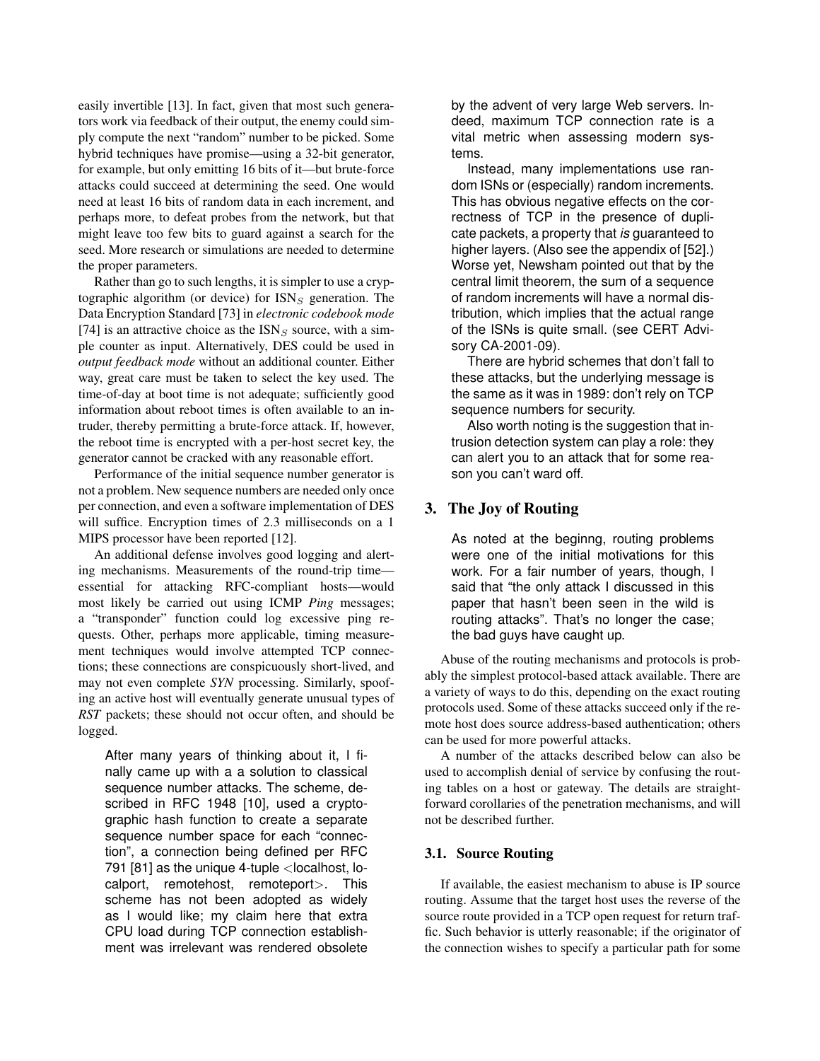easily invertible [13]. In fact, given that most such generators work via feedback of their output, the enemy could simply compute the next "random" number to be picked. Some hybrid techniques have promise—using a 32-bit generator, for example, but only emitting 16 bits of it—but brute-force attacks could succeed at determining the seed. One would need at least 16 bits of random data in each increment, and perhaps more, to defeat probes from the network, but that might leave too few bits to guard against a search for the seed. More research or simulations are needed to determine the proper parameters.

Rather than go to such lengths, it is simpler to use a cryptographic algorithm (or device) for $ISN_S$ generation. The Data Encryption Standard [73] in *electronic codebook mode* [74] is an attractive choice as the $ISN_S$ source, with a simple counter as input. Alternatively, DES could be used in *output feedback mode* without an additional counter. Either way, great care must be taken to select the key used. The time-of-day at boot time is not adequate; sufficiently good information about reboot times is often available to an intruder, thereby permitting a brute-force attack. If, however, the reboot time is encrypted with a per-host secret key, the generator cannot be cracked with any reasonable effort.

Performance of the initial sequence number generator is not a problem. New sequence numbers are needed only once per connection, and even a software implementation of DES will suffice. Encryption times of 2.3 milliseconds on a 1 MIPS processor have been reported [12].

An additional defense involves good logging and alerting mechanisms. Measurements of the round-trip time—essential for attacking RFC-compliant hosts—would most likely be carried out using ICMP *Ping* messages; a "transponder" function could log excessive ping requests. Other, perhaps more applicable, timing measurement techniques would involve attempted TCP connections; these connections are conspicuously short-lived, and may not even complete *SYN* processing. Similarly, spoofing an active host will eventually generate unusual types of *RST* packets; these should not occur often, and should be logged.

> After many years of thinking about it, I finally came up with a a solution to classical sequence number attacks. The scheme, described in RFC 1948 [10], used a cryptographic hash function to create a separate sequence number space for each "connection", a connection being defined per RFC 791 [81] as the unique 4-tuple <localhost, localport, remotehost, remoteport>. This scheme has not been adopted as widely as I would like; my claim here that extra CPU load during TCP connection establishment was irrelevant was rendered obsolete by the advent of very large Web servers. Indeed, maximum TCP connection rate is a vital metric when assessing modern systems.
>
> Instead, many implementations use random ISNs or (especially) random increments. This has obvious negative effects on the correctness of TCP in the presence of duplicate packets, a property that *is* guaranteed to higher layers. (Also see the appendix of [52].) Worse yet, Newsham pointed out that by the central limit theorem, the sum of a sequence of random increments will have a normal distribution, which implies that the actual range of the ISNs is quite small. (see CERT Advisory CA-2001-09).
>
> There are hybrid schemes that don't fall to these attacks, but the underlying message is the same as it was in 1989: don't rely on TCP sequence numbers for security.
>
> Also worth noting is the suggestion that intrusion detection system can play a role: they can alert you to an attack that for some reason you can't ward off.

## 3. The Joy of Routing

> As noted at the beginng, routing problems were one of the initial motivations for this work. For a fair number of years, though, I said that "the only attack I discussed in this paper that hasn't been seen in the wild is routing attacks". That's no longer the case; the bad guys have caught up.

Abuse of the routing mechanisms and protocols is probably the simplest protocol-based attack available. There are a variety of ways to do this, depending on the exact routing protocols used. Some of these attacks succeed only if the remote host does source address-based authentication; others can be used for more powerful attacks.

A number of the attacks described below can also be used to accomplish denial of service by confusing the routing tables on a host or gateway. The details are straightforward corollaries of the penetration mechanisms, and will not be described further.

### 3.1. Source Routing

If available, the easiest mechanism to abuse is IP source routing. Assume that the target host uses the reverse of the source route provided in a TCP open request for return traffic. Such behavior is utterly reasonable; if the originator of the connection wishes to specify a particular path for some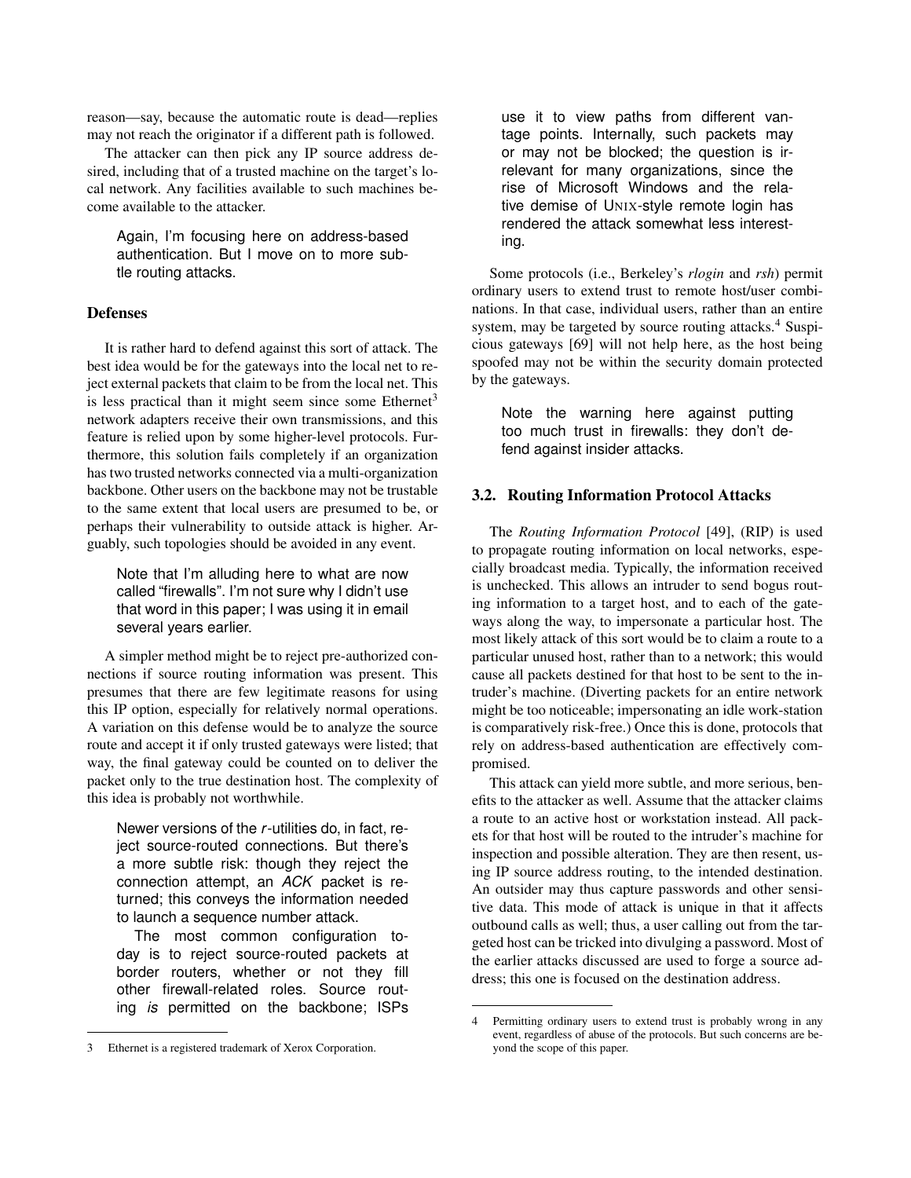reason—say, because the automatic route is dead—replies may not reach the originator if a different path is followed.

The attacker can then pick any IP source address desired, including that of a trusted machine on the target's local network. Any facilities available to such machines become available to the attacker.

> Again, I'm focusing here on address-based authentication. But I move on to more subtle routing attacks.

### Defenses

It is rather hard to defend against this sort of attack. The best idea would be for the gateways into the local net to reject external packets that claim to be from the local net. This is less practical than it might seem since some Ethernet[3] network adapters receive their own transmissions, and this feature is relied upon by some higher-level protocols. Furthermore, this solution fails completely if an organization has two trusted networks connected via a multi-organization backbone. Other users on the backbone may not be trustable to the same extent that local users are presumed to be, or perhaps their vulnerability to outside attack is higher. Arguably, such topologies should be avoided in any event.

> Note that I'm alluding here to what are now called "firewalls". I'm not sure why I didn't use that word in this paper; I was using it in email several years earlier.

A simpler method might be to reject pre-authorized connections if source routing information was present. This presumes that there are few legitimate reasons for using this IP option, especially for relatively normal operations. A variation on this defense would be to analyze the source route and accept it if only trusted gateways were listed; that way, the final gateway could be counted on to deliver the packet only to the true destination host. The complexity of this idea is probably not worthwhile.

> Newer versions of the *r*-utilities do, in fact, reject source-routed connections. But there's a more subtle risk: though they reject the connection attempt, an *ACK* packet is returned; this conveys the information needed to launch a sequence number attack.
>
> The most common configuration today is to reject source-routed packets at border routers, whether or not they fill other firewall-related roles. Source routing *is* permitted on the backbone; ISPs use it to view paths from different vantage points. Internally, such packets may or may not be blocked; the question is irrelevant for many organizations, since the rise of Microsoft Windows and the relative demise of UNIX-style remote login has rendered the attack somewhat less interesting.

Some protocols (i.e., Berkeley's *rlogin* and *rsh*) permit ordinary users to extend trust to remote host/user combinations. In that case, individual users, rather than an entire system, may be targeted by source routing attacks.[4] Suspicious gateways [69] will not help here, as the host being spoofed may not be within the security domain protected by the gateways.

> Note the warning here against putting too much trust in firewalls: they don't defend against insider attacks.

## 3.2. Routing Information Protocol Attacks

The *Routing Information Protocol* [49], (RIP) is used to propagate routing information on local networks, especially broadcast media. Typically, the information received is unchecked. This allows an intruder to send bogus routing information to a target host, and to each of the gateways along the way, to impersonate a particular host. The most likely attack of this sort would be to claim a route to a particular unused host, rather than to a network; this would cause all packets destined for that host to be sent to the intruder's machine. (Diverting packets for an entire network might be too noticeable; impersonating an idle work-station is comparatively risk-free.) Once this is done, protocols that rely on address-based authentication are effectively compromised.

This attack can yield more subtle, and more serious, benefits to the attacker as well. Assume that the attacker claims a route to an active host or workstation instead. All packets for that host will be routed to the intruder's machine for inspection and possible alteration. They are then resent, using IP source address routing, to the intended destination. An outsider may thus capture passwords and other sensitive data. This mode of attack is unique in that it affects outbound calls as well; thus, a user calling out from the targeted host can be tricked into divulging a password. Most of the earlier attacks discussed are used to forge a source address; this one is focused on the destination address.

---

3 Ethernet is a registered trademark of Xerox Corporation.

4 Permitting ordinary users to extend trust is probably wrong in any event, regardless of abuse of the protocols. But such concerns are beyond the scope of this paper.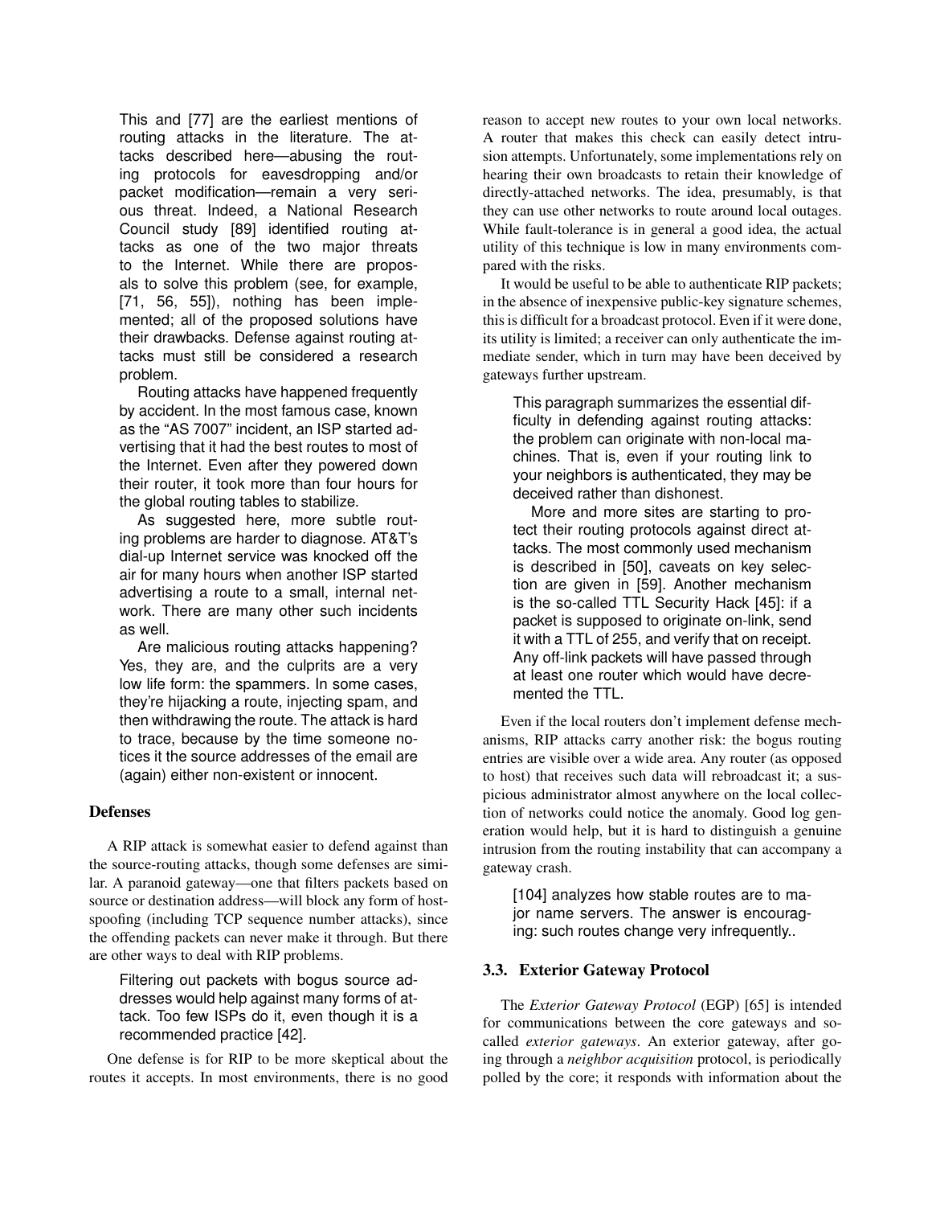This and [77] are the earliest mentions of routing attacks in the literature. The attacks described here—abusing the routing protocols for eavesdropping and/or packet modification—remain a very serious threat. Indeed, a National Research Council study [89] identified routing attacks as one of the two major threats to the Internet. While there are proposals to solve this problem (see, for example, [71, 56, 55]), nothing has been implemented; all of the proposed solutions have their drawbacks. Defense against routing attacks must still be considered a research problem.

Routing attacks have happened frequently by accident. In the most famous case, known as the "AS 7007" incident, an ISP started advertising that it had the best routes to most of the Internet. Even after they powered down their router, it took more than four hours for the global routing tables to stabilize.

As suggested here, more subtle routing problems are harder to diagnose. AT&T's dial-up Internet service was knocked off the air for many hours when another ISP started advertising a route to a small, internal network. There are many other such incidents as well.

Are malicious routing attacks happening? Yes, they are, and the culprits are a very low life form: the spammers. In some cases, they're hijacking a route, injecting spam, and then withdrawing the route. The attack is hard to trace, because by the time someone notices it the source addresses of the email are (again) either non-existent or innocent.

### Defenses

A RIP attack is somewhat easier to defend against than the source-routing attacks, though some defenses are similar. A paranoid gateway—one that filters packets based on source or destination address—will block any form of host-spoofing (including TCP sequence number attacks), since the offending packets can never make it through. But there are other ways to deal with RIP problems.

Filtering out packets with bogus source addresses would help against many forms of attack. Too few ISPs do it, even though it is a recommended practice [42].

One defense is for RIP to be more skeptical about the routes it accepts. In most environments, there is no good reason to accept new routes to your own local networks. A router that makes this check can easily detect intrusion attempts. Unfortunately, some implementations rely on hearing their own broadcasts to retain their knowledge of directly-attached networks. The idea, presumably, is that they can use other networks to route around local outages. While fault-tolerance is in general a good idea, the actual utility of this technique is low in many environments compared with the risks.

It would be useful to be able to authenticate RIP packets; in the absence of inexpensive public-key signature schemes, this is difficult for a broadcast protocol. Even if it were done, its utility is limited; a receiver can only authenticate the immediate sender, which in turn may have been deceived by gateways further upstream.

This paragraph summarizes the essential difficulty in defending against routing attacks: the problem can originate with non-local machines. That is, even if your routing link to your neighbors is authenticated, they may be deceived rather than dishonest.

More and more sites are starting to protect their routing protocols against direct attacks. The most commonly used mechanism is described in [50], caveats on key selection are given in [59]. Another mechanism is the so-called TTL Security Hack [45]: if a packet is supposed to originate on-link, send it with a TTL of 255, and verify that on receipt. Any off-link packets will have passed through at least one router which would have decremented the TTL.

Even if the local routers don't implement defense mechanisms, RIP attacks carry another risk: the bogus routing entries are visible over a wide area. Any router (as opposed to host) that receives such data will rebroadcast it; a suspicious administrator almost anywhere on the local collection of networks could notice the anomaly. Good log generation would help, but it is hard to distinguish a genuine intrusion from the routing instability that can accompany a gateway crash.

[104] analyzes how stable routes are to major name servers. The answer is encouraging: such routes change very infrequently..

## 3.3. Exterior Gateway Protocol

The *Exterior Gateway Protocol* (EGP) [65] is intended for communications between the core gateways and so-called *exterior gateways*. An exterior gateway, after going through a *neighbor acquisition* protocol, is periodically polled by the core; it responds with information about the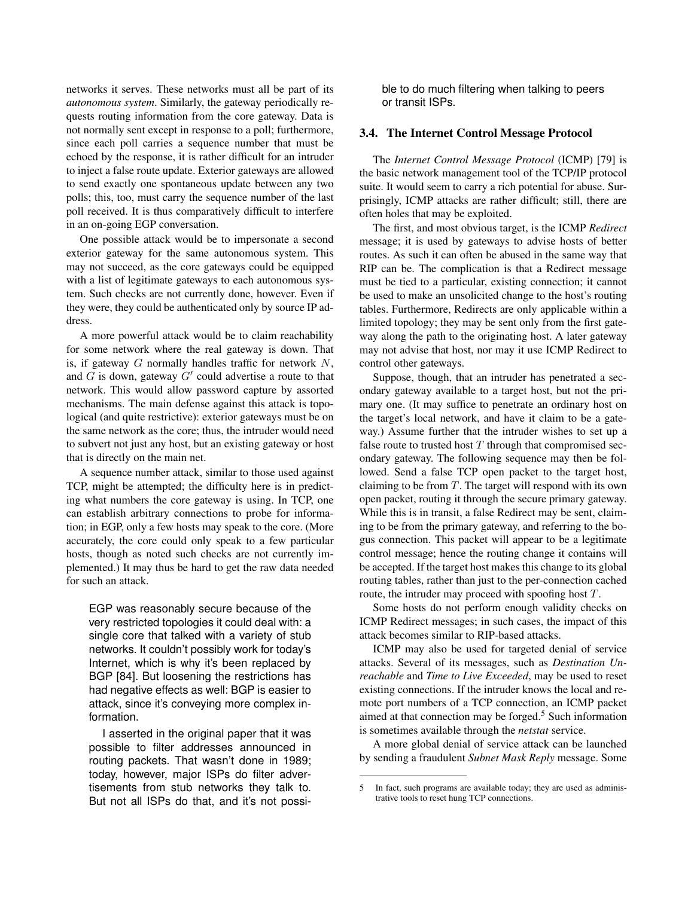networks it serves. These networks must all be part of its *autonomous system*. Similarly, the gateway periodically requests routing information from the core gateway. Data is not normally sent except in response to a poll; furthermore, since each poll carries a sequence number that must be echoed by the response, it is rather difficult for an intruder to inject a false route update. Exterior gateways are allowed to send exactly one spontaneous update between any two polls; this, too, must carry the sequence number of the last poll received. It is thus comparatively difficult to interfere in an on-going EGP conversation.

One possible attack would be to impersonate a second exterior gateway for the same autonomous system. This may not succeed, as the core gateways could be equipped with a list of legitimate gateways to each autonomous system. Such checks are not currently done, however. Even if they were, they could be authenticated only by source IP address.

A more powerful attack would be to claim reachability for some network where the real gateway is down. That is, if gateway $G$ normally handles traffic for network $N$, and $G$ is down, gateway $G'$ could advertise a route to that network. This would allow password capture by assorted mechanisms. The main defense against this attack is topological (and quite restrictive): exterior gateways must be on the same network as the core; thus, the intruder would need to subvert not just any host, but an existing gateway or host that is directly on the main net.

A sequence number attack, similar to those used against TCP, might be attempted; the difficulty here is in predicting what numbers the core gateway is using. In TCP, one can establish arbitrary connections to probe for information; in EGP, only a few hosts may speak to the core. (More accurately, the core could only speak to a few particular hosts, though as noted such checks are not currently implemented.) It may thus be hard to get the raw data needed for such an attack.

> EGP was reasonably secure because of the very restricted topologies it could deal with: a single core that talked with a variety of stub networks. It couldn't possibly work for today's Internet, which is why it's been replaced by BGP [84]. But loosening the restrictions has had negative effects as well: BGP is easier to attack, since it's conveying more complex information.
>
> I asserted in the original paper that it was possible to filter addresses announced in routing packets. That wasn't done in 1989; today, however, major ISPs do filter advertisements from stub networks they talk to. But not all ISPs do that, and it's not possible to do much filtering when talking to peers or transit ISPs.

### 3.4. The Internet Control Message Protocol

The *Internet Control Message Protocol* (ICMP) [79] is the basic network management tool of the TCP/IP protocol suite. It would seem to carry a rich potential for abuse. Surprisingly, ICMP attacks are rather difficult; still, there are often holes that may be exploited.

The first, and most obvious target, is the ICMP *Redirect* message; it is used by gateways to advise hosts of better routes. As such it can often be abused in the same way that RIP can be. The complication is that a Redirect message must be tied to a particular, existing connection; it cannot be used to make an unsolicited change to the host's routing tables. Furthermore, Redirects are only applicable within a limited topology; they may be sent only from the first gateway along the path to the originating host. A later gateway may not advise that host, nor may it use ICMP Redirect to control other gateways.

Suppose, though, that an intruder has penetrated a secondary gateway available to a target host, but not the primary one. (It may suffice to penetrate an ordinary host on the target's local network, and have it claim to be a gateway.) Assume further that the intruder wishes to set up a false route to trusted host $T$ through that compromised secondary gateway. The following sequence may then be followed. Send a false TCP open packet to the target host, claiming to be from $T$. The target will respond with its own open packet, routing it through the secure primary gateway. While this is in transit, a false Redirect may be sent, claiming to be from the primary gateway, and referring to the bogus connection. This packet will appear to be a legitimate control message; hence the routing change it contains will be accepted. If the target host makes this change to its global routing tables, rather than just to the per-connection cached route, the intruder may proceed with spoofing host $T$.

Some hosts do not perform enough validity checks on ICMP Redirect messages; in such cases, the impact of this attack becomes similar to RIP-based attacks.

ICMP may also be used for targeted denial of service attacks. Several of its messages, such as *Destination Unreachable* and *Time to Live Exceeded*, may be used to reset existing connections. If the intruder knows the local and remote port numbers of a TCP connection, an ICMP packet aimed at that connection may be forged.[5] Such information is sometimes available through the *netstat* service.

A more global denial of service attack can be launched by sending a fraudulent *Subnet Mask Reply* message. Some

---

5 In fact, such programs are available today; they are used as administrative tools to reset hung TCP connections.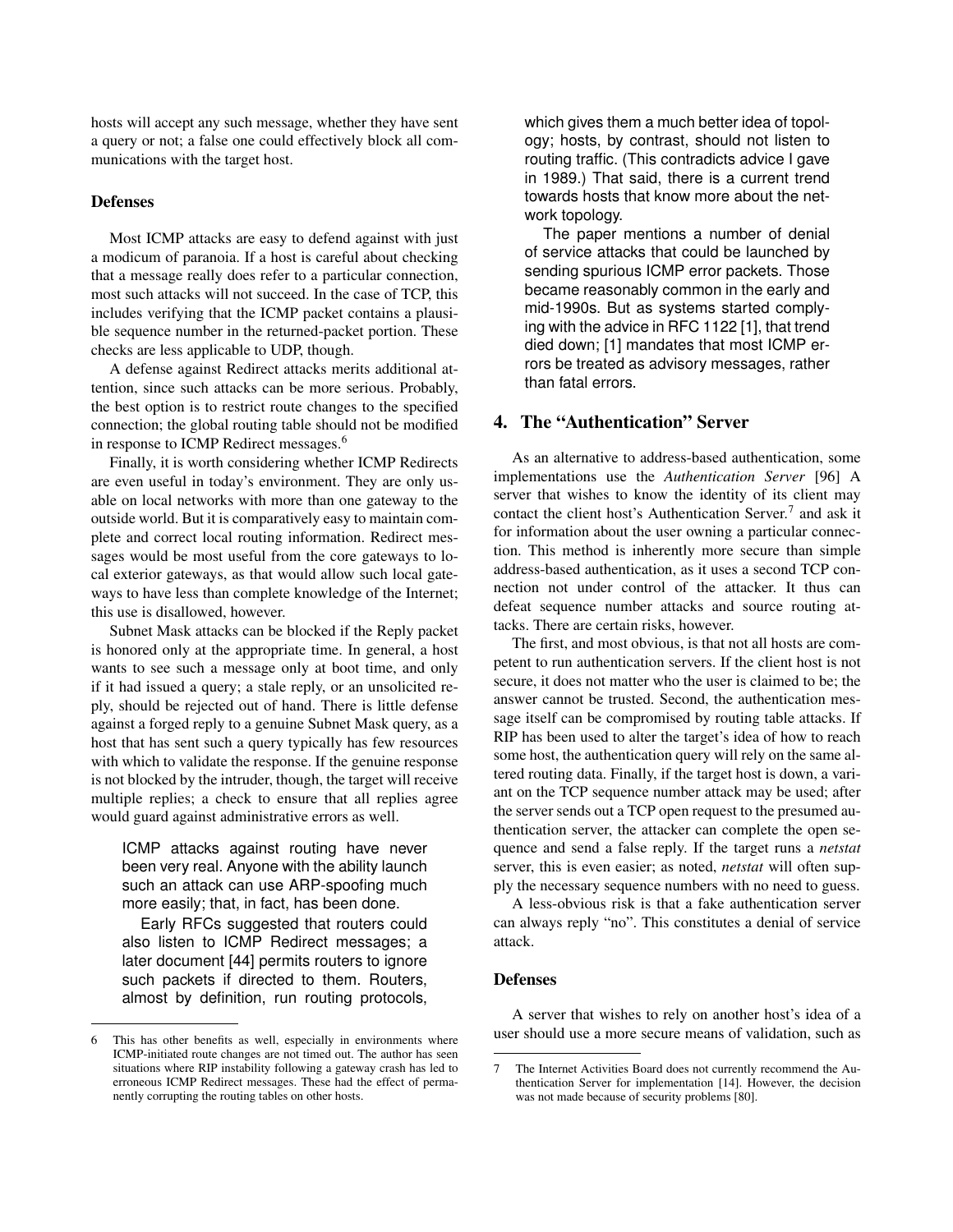hosts will accept any such message, whether they have sent a query or not; a false one could effectively block all communications with the target host.

### Defenses

Most ICMP attacks are easy to defend against with just a modicum of paranoia. If a host is careful about checking that a message really does refer to a particular connection, most such attacks will not succeed. In the case of TCP, this includes verifying that the ICMP packet contains a plausible sequence number in the returned-packet portion. These checks are less applicable to UDP, though.

A defense against Redirect attacks merits additional attention, since such attacks can be more serious. Probably, the best option is to restrict route changes to the specified connection; the global routing table should not be modified in response to ICMP Redirect messages.[6]

Finally, it is worth considering whether ICMP Redirects are even useful in today's environment. They are only usable on local networks with more than one gateway to the outside world. But it is comparatively easy to maintain complete and correct local routing information. Redirect messages would be most useful from the core gateways to local exterior gateways, as that would allow such local gateways to have less than complete knowledge of the Internet; this use is disallowed, however.

Subnet Mask attacks can be blocked if the Reply packet is honored only at the appropriate time. In general, a host wants to see such a message only at boot time, and only if it had issued a query; a stale reply, or an unsolicited reply, should be rejected out of hand. There is little defense against a forged reply to a genuine Subnet Mask query, as a host that has sent such a query typically has few resources with which to validate the response. If the genuine response is not blocked by the intruder, though, the target will receive multiple replies; a check to ensure that all replies agree would guard against administrative errors as well.

> ICMP attacks against routing have never been very real. Anyone with the ability launch such an attack can use ARP-spoofing much more easily; that, in fact, has been done.
>
> Early RFCs suggested that routers could also listen to ICMP Redirect messages; a later document [44] permits routers to ignore such packets if directed to them. Routers, almost by definition, run routing protocols, which gives them a much better idea of topology; hosts, by contrast, should not listen to routing traffic. (This contradicts advice I gave in 1989.) That said, there is a current trend towards hosts that know more about the network topology.
>
> The paper mentions a number of denial of service attacks that could be launched by sending spurious ICMP error packets. Those became reasonably common in the early and mid-1990s. But as systems started complying with the advice in RFC 1122 [1], that trend died down; [1] mandates that most ICMP errors be treated as advisory messages, rather than fatal errors.

## 4. The "Authentication" Server

As an alternative to address-based authentication, some implementations use the *Authentication Server* [96] A server that wishes to know the identity of its client may contact the client host's Authentication Server.[7] and ask it for information about the user owning a particular connection. This method is inherently more secure than simple address-based authentication, as it uses a second TCP connection not under control of the attacker. It thus can defeat sequence number attacks and source routing attacks. There are certain risks, however.

The first, and most obvious, is that not all hosts are competent to run authentication servers. If the client host is not secure, it does not matter who the user is claimed to be; the answer cannot be trusted. Second, the authentication message itself can be compromised by routing table attacks. If RIP has been used to alter the target's idea of how to reach some host, the authentication query will rely on the same altered routing data. Finally, if the target host is down, a variant on the TCP sequence number attack may be used; after the server sends out a TCP open request to the presumed authentication server, the attacker can complete the open sequence and send a false reply. If the target runs a *netstat* server, this is even easier; as noted, *netstat* will often supply the necessary sequence numbers with no need to guess.

A less-obvious risk is that a fake authentication server can always reply "no". This constitutes a denial of service attack.

### Defenses

A server that wishes to rely on another host's idea of a user should use a more secure means of validation, such as

---

6 This has other benefits as well, especially in environments where ICMP-initiated route changes are not timed out. The author has seen situations where RIP instability following a gateway crash has led to erroneous ICMP Redirect messages. These had the effect of permanently corrupting the routing tables on other hosts.

7 The Internet Activities Board does not currently recommend the Authentication Server for implementation [14]. However, the decision was not made because of security problems [80].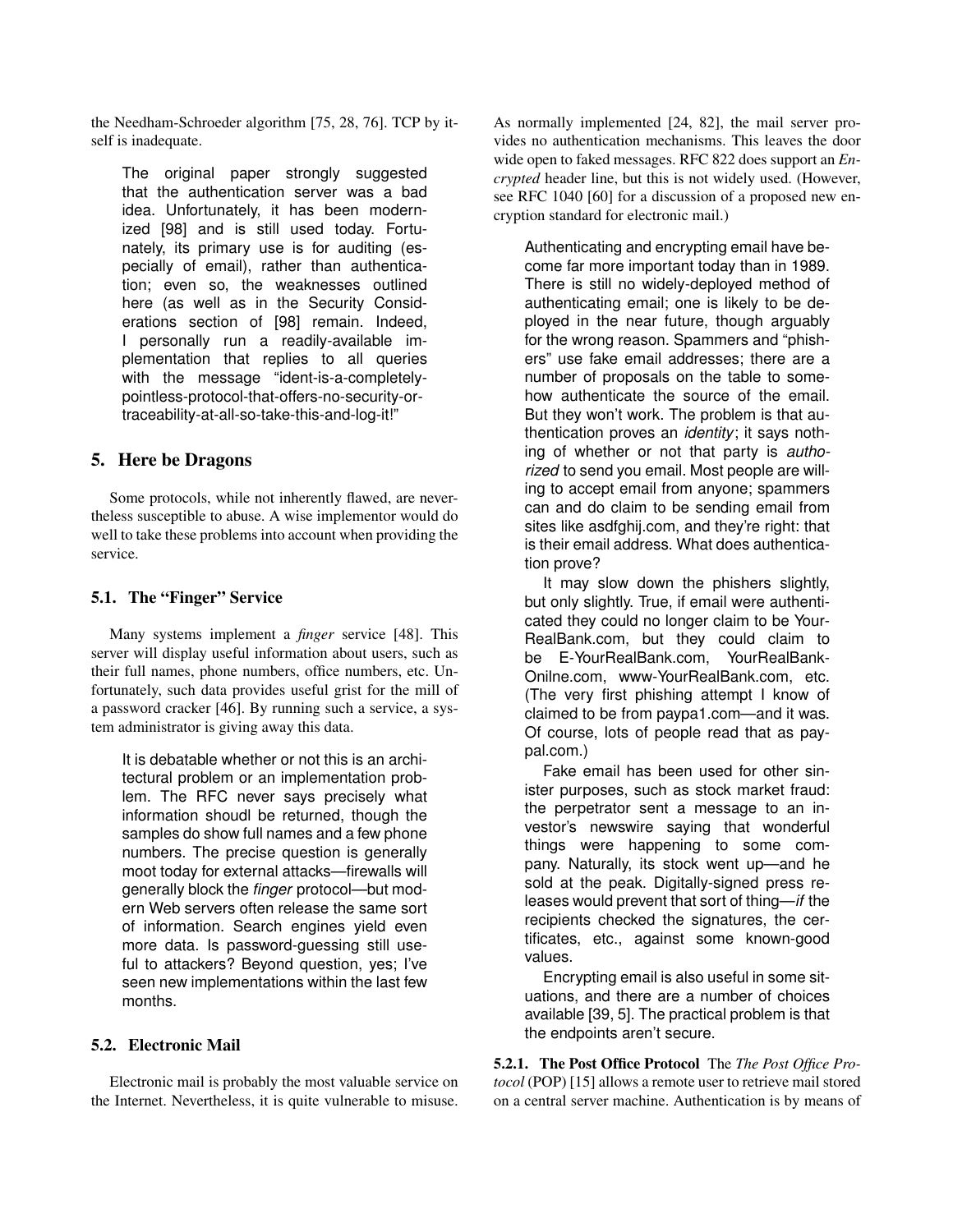the Needham-Schroeder algorithm [75, 28, 76]. TCP by itself is inadequate.

> The original paper strongly suggested that the authentication server was a bad idea. Unfortunately, it has been modernized [98] and is still used today. Fortunately, its primary use is for auditing (especially of email), rather than authentication; even so, the weaknesses outlined here (as well as in the Security Considerations section of [98] remain. Indeed, I personally run a readily-available implementation that replies to all queries with the message "ident-is-a-completely-pointless-protocol-that-offers-no-security-or-traceability-at-all-so-take-this-and-log-it!"

## 5. Here be Dragons

Some protocols, while not inherently flawed, are nevertheless susceptible to abuse. A wise implementor would do well to take these problems into account when providing the service.

### 5.1. The "Finger" Service

Many systems implement a *finger* service [48]. This server will display useful information about users, such as their full names, phone numbers, office numbers, etc. Unfortunately, such data provides useful grist for the mill of a password cracker [46]. By running such a service, a system administrator is giving away this data.

> It is debatable whether or not this is an architectural problem or an implementation problem. The RFC never says precisely what information shoudl be returned, though the samples do show full names and a few phone numbers. The precise question is generally moot today for external attacks—firewalls will generally block the *finger* protocol—but modern Web servers often release the same sort of information. Search engines yield even more data. Is password-guessing still useful to attackers? Beyond question, yes; I've seen new implementations within the last few months.

### 5.2. Electronic Mail

Electronic mail is probably the most valuable service on the Internet. Nevertheless, it is quite vulnerable to misuse. As normally implemented [24, 82], the mail server provides no authentication mechanisms. This leaves the door wide open to faked messages. RFC 822 does support an *Encrypted* header line, but this is not widely used. (However, see RFC 1040 [60] for a discussion of a proposed new encryption standard for electronic mail.)

> Authenticating and encrypting email have become far more important today than in 1989. There is still no widely-deployed method of authenticating email; one is likely to be deployed in the near future, though arguably for the wrong reason. Spammers and "phishers" use fake email addresses; there are a number of proposals on the table to somehow authenticate the source of the email. But they won't work. The problem is that authentication proves an *identity*; it says nothing of whether or not that party is *authorized* to send you email. Most people are willing to accept email from anyone; spammers can and do claim to be sending email from sites like asdfghij.com, and they're right: that is their email address. What does authentication prove?
>
> It may slow down the phishers slightly, but only slightly. True, if email were authenticated they could no longer claim to be YourRealBank.com, but they could claim to be E-YourRealBank.com, YourRealBank-Onilne.com, www-YourRealBank.com, etc. (The very first phishing attempt I know of claimed to be from paypa1.com—and it was. Of course, lots of people read that as paypal.com.)
>
> Fake email has been used for other sinister purposes, such as stock market fraud: the perpetrator sent a message to an investor's newswire saying that wonderful things were happening to some company. Naturally, its stock went up—and he sold at the peak. Digitally-signed press releases would prevent that sort of thing—*if* the recipients checked the signatures, the certificates, etc., against some known-good values.
>
> Encrypting email is also useful in some situations, and there are a number of choices available [39, 5]. The practical problem is that the endpoints aren't secure.

#### 5.2.1. The Post Office Protocol

The *The Post Office Protocol* (POP) [15] allows a remote user to retrieve mail stored on a central server machine. Authentication is by means of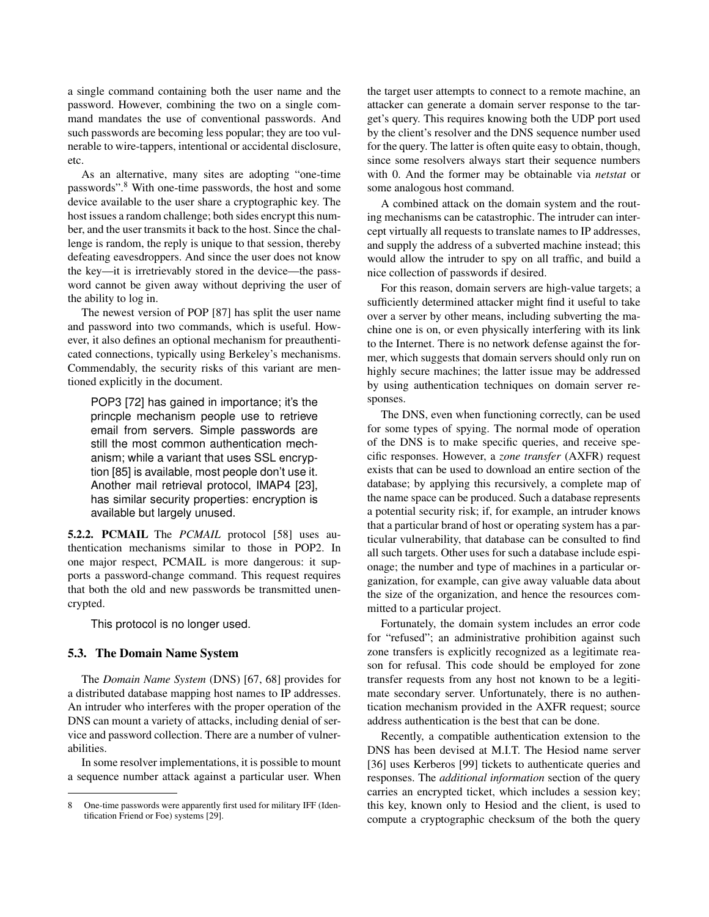a single command containing both the user name and the password. However, combining the two on a single command mandates the use of conventional passwords. And such passwords are becoming less popular; they are too vulnerable to wire-tappers, intentional or accidental disclosure, etc.

As an alternative, many sites are adopting "one-time passwords".[8] With one-time passwords, the host and some device available to the user share a cryptographic key. The host issues a random challenge; both sides encrypt this number, and the user transmits it back to the host. Since the challenge is random, the reply is unique to that session, thereby defeating eavesdroppers. And since the user does not know the key—it is irretrievably stored in the device—the password cannot be given away without depriving the user of the ability to log in.

The newest version of POP [87] has split the user name and password into two commands, which is useful. However, it also defines an optional mechanism for preauthenticated connections, typically using Berkeley's mechanisms. Commendably, the security risks of this variant are mentioned explicitly in the document.

> POP3 [72] has gained in importance; it's the princple mechanism people use to retrieve email from servers. Simple passwords are still the most common authentication mechanism; while a variant that uses SSL encryption [85] is available, most people don't use it. Another mail retrieval protocol, IMAP4 [23], has similar security properties: encryption is available but largely unused.

**5.2.2. PCMAIL** The *PCMAIL* protocol [58] uses authentication mechanisms similar to those in POP2. In one major respect, PCMAIL is more dangerous: it supports a password-change command. This request requires that both the old and new passwords be transmitted unencrypted.

> This protocol is no longer used.

### 5.3. The Domain Name System

The *Domain Name System* (DNS) [67, 68] provides for a distributed database mapping host names to IP addresses. An intruder who interferes with the proper operation of the DNS can mount a variety of attacks, including denial of service and password collection. There are a number of vulnerabilities.

In some resolver implementations, it is possible to mount a sequence number attack against a particular user. When the target user attempts to connect to a remote machine, an attacker can generate a domain server response to the target's query. This requires knowing both the UDP port used by the client's resolver and the DNS sequence number used for the query. The latter is often quite easy to obtain, though, since some resolvers always start their sequence numbers with 0. And the former may be obtainable via *netstat* or some analogous host command.

A combined attack on the domain system and the routing mechanisms can be catastrophic. The intruder can intercept virtually all requests to translate names to IP addresses, and supply the address of a subverted machine instead; this would allow the intruder to spy on all traffic, and build a nice collection of passwords if desired.

For this reason, domain servers are high-value targets; a sufficiently determined attacker might find it useful to take over a server by other means, including subverting the machine one is on, or even physically interfering with its link to the Internet. There is no network defense against the former, which suggests that domain servers should only run on highly secure machines; the latter issue may be addressed by using authentication techniques on domain server responses.

The DNS, even when functioning correctly, can be used for some types of spying. The normal mode of operation of the DNS is to make specific queries, and receive specific responses. However, a *zone transfer* (AXFR) request exists that can be used to download an entire section of the database; by applying this recursively, a complete map of the name space can be produced. Such a database represents a potential security risk; if, for example, an intruder knows that a particular brand of host or operating system has a particular vulnerability, that database can be consulted to find all such targets. Other uses for such a database include espionage; the number and type of machines in a particular organization, for example, can give away valuable data about the size of the organization, and hence the resources committed to a particular project.

Fortunately, the domain system includes an error code for "refused"; an administrative prohibition against such zone transfers is explicitly recognized as a legitimate reason for refusal. This code should be employed for zone transfer requests from any host not known to be a legitimate secondary server. Unfortunately, there is no authentication mechanism provided in the AXFR request; source address authentication is the best that can be done.

Recently, a compatible authentication extension to the DNS has been devised at M.I.T. The Hesiod name server [36] uses Kerberos [99] tickets to authenticate queries and responses. The *additional information* section of the query carries an encrypted ticket, which includes a session key; this key, known only to Hesiod and the client, is used to compute a cryptographic checksum of the both the query

---

[8] One-time passwords were apparently first used for military IFF (Identification Friend or Foe) systems [29].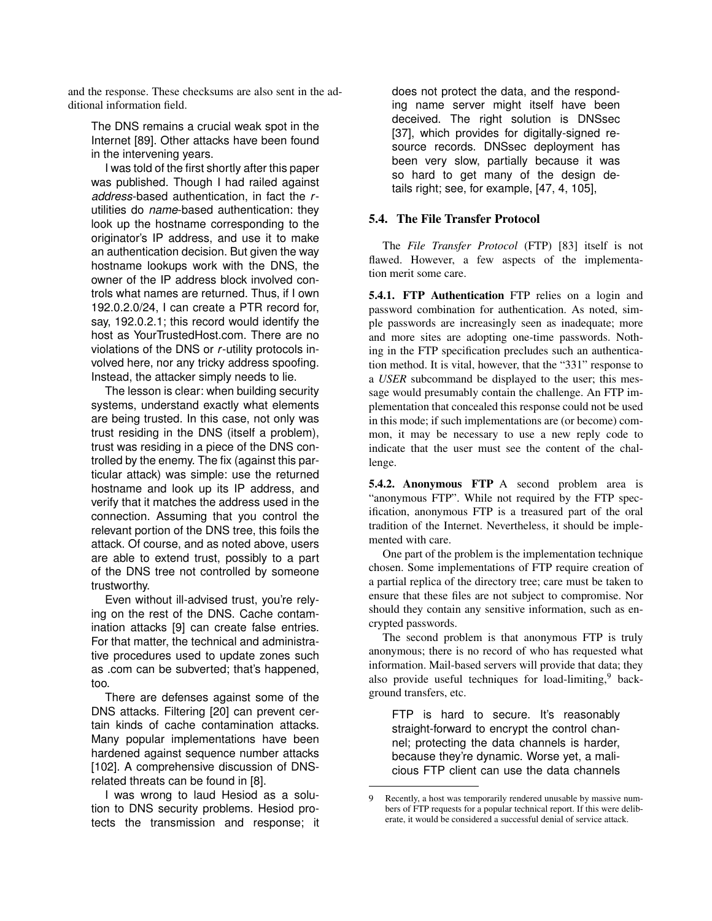and the response. These checksums are also sent in the additional information field.

> The DNS remains a crucial weak spot in the Internet [89]. Other attacks have been found in the intervening years.
>
> I was told of the first shortly after this paper was published. Though I had railed against *address*-based authentication, in fact the *r*-utilities do *name*-based authentication: they look up the hostname corresponding to the originator's IP address, and use it to make an authentication decision. But given the way hostname lookups work with the DNS, the owner of the IP address block involved controls what names are returned. Thus, if I own 192.0.2.0/24, I can create a PTR record for, say, 192.0.2.1; this record would identify the host as YourTrustedHost.com. There are no violations of the DNS or *r*-utility protocols involved here, nor any tricky address spoofing. Instead, the attacker simply needs to lie.
>
> The lesson is clear: when building security systems, understand exactly what elements are being trusted. In this case, not only was trust residing in the DNS (itself a problem), trust was residing in a piece of the DNS controlled by the enemy. The fix (against this particular attack) was simple: use the returned hostname and look up its IP address, and verify that it matches the address used in the connection. Assuming that you control the relevant portion of the DNS tree, this foils the attack. Of course, and as noted above, users are able to extend trust, possibly to a part of the DNS tree not controlled by someone trustworthy.
>
> Even without ill-advised trust, you're relying on the rest of the DNS. Cache contamination attacks [9] can create false entries. For that matter, the technical and administrative procedures used to update zones such as .com can be subverted; that's happened, too.
>
> There are defenses against some of the DNS attacks. Filtering [20] can prevent certain kinds of cache contamination attacks. Many popular implementations have been hardened against sequence number attacks [102]. A comprehensive discussion of DNS-related threats can be found in [8].
>
> I was wrong to laud Hesiod as a solution to DNS security problems. Hesiod protects the transmission and response; it does not protect the data, and the responding name server might itself have been deceived. The right solution is DNSsec [37], which provides for digitally-signed resource records. DNSsec deployment has been very slow, partially because it was so hard to get many of the design details right; see, for example, [47, 4, 105],

### 5.4. The File Transfer Protocol

The *File Transfer Protocol* (FTP) [83] itself is not flawed. However, a few aspects of the implementation merit some care.

**5.4.1. FTP Authentication** FTP relies on a login and password combination for authentication. As noted, simple passwords are increasingly seen as inadequate; more and more sites are adopting one-time passwords. Nothing in the FTP specification precludes such an authentication method. It is vital, however, that the "331" response to a *USER* subcommand be displayed to the user; this message would presumably contain the challenge. An FTP implementation that concealed this response could not be used in this mode; if such implementations are (or become) common, it may be necessary to use a new reply code to indicate that the user must see the content of the challenge.

**5.4.2. Anonymous FTP** A second problem area is "anonymous FTP". While not required by the FTP specification, anonymous FTP is a treasured part of the oral tradition of the Internet. Nevertheless, it should be implemented with care.

One part of the problem is the implementation technique chosen. Some implementations of FTP require creation of a partial replica of the directory tree; care must be taken to ensure that these files are not subject to compromise. Nor should they contain any sensitive information, such as encrypted passwords.

The second problem is that anonymous FTP is truly anonymous; there is no record of who has requested what information. Mail-based servers will provide that data; they also provide useful techniques for load-limiting,[9] background transfers, etc.

> FTP is hard to secure. It's reasonably straight-forward to encrypt the control channel; protecting the data channels is harder, because they're dynamic. Worse yet, a malicious FTP client can use the data channels

9 Recently, a host was temporarily rendered unusable by massive numbers of FTP requests for a popular technical report. If this were deliberate, it would be considered a successful denial of service attack.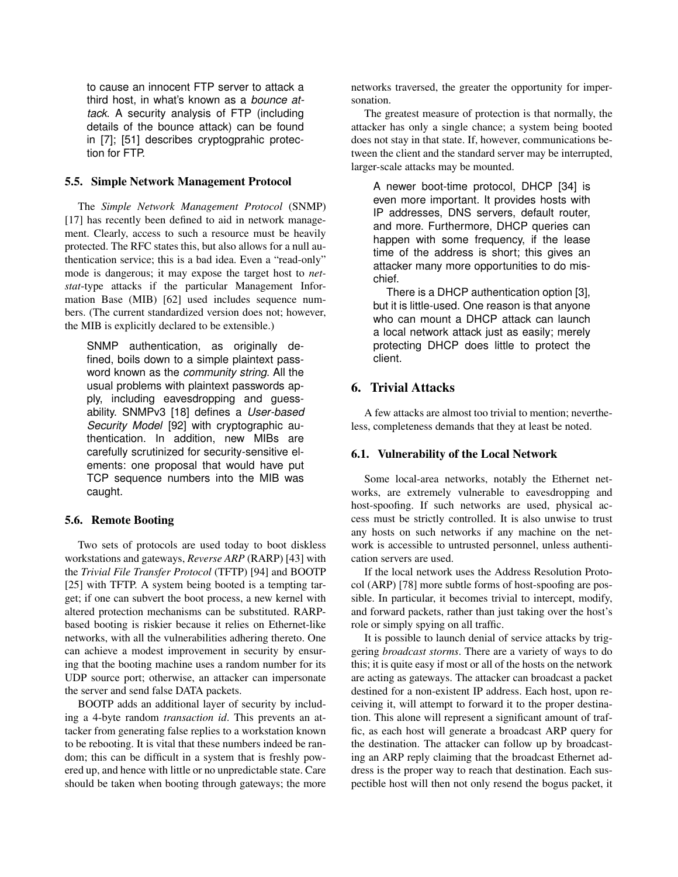to cause an innocent FTP server to attack a third host, in what's known as a *bounce attack*. A security analysis of FTP (including details of the bounce attack) can be found in [7]; [51] describes cryptogprahic protection for FTP.

### 5.5. Simple Network Management Protocol

The *Simple Network Management Protocol* (SNMP) [17] has recently been defined to aid in network management. Clearly, access to such a resource must be heavily protected. The RFC states this, but also allows for a null authentication service; this is a bad idea. Even a "read-only" mode is dangerous; it may expose the target host to *netstat*-type attacks if the particular Management Information Base (MIB) [62] used includes sequence numbers. (The current standardized version does not; however, the MIB is explicitly declared to be extensible.)

SNMP authentication, as originally defined, boils down to a simple plaintext password known as the *community string*. All the usual problems with plaintext passwords apply, including eavesdropping and guessability. SNMPv3 [18] defines a *User-based Security Model* [92] with cryptographic authentication. In addition, new MIBs are carefully scrutinized for security-sensitive elements: one proposal that would have put TCP sequence numbers into the MIB was caught.

### 5.6. Remote Booting

Two sets of protocols are used today to boot diskless workstations and gateways, *Reverse ARP* (RARP) [43] with the *Trivial File Transfer Protocol* (TFTP) [94] and BOOTP [25] with TFTP. A system being booted is a tempting target; if one can subvert the boot process, a new kernel with altered protection mechanisms can be substituted. RARP-based booting is riskier because it relies on Ethernet-like networks, with all the vulnerabilities adhering thereto. One can achieve a modest improvement in security by ensuring that the booting machine uses a random number for its UDP source port; otherwise, an attacker can impersonate the server and send false DATA packets.

BOOTP adds an additional layer of security by including a 4-byte random *transaction id*. This prevents an attacker from generating false replies to a workstation known to be rebooting. It is vital that these numbers indeed be random; this can be difficult in a system that is freshly powered up, and hence with little or no unpredictable state. Care should be taken when booting through gateways; the more networks traversed, the greater the opportunity for impersonation.

The greatest measure of protection is that normally, the attacker has only a single chance; a system being booted does not stay in that state. If, however, communications between the client and the standard server may be interrupted, larger-scale attacks may be mounted.

A newer boot-time protocol, DHCP [34] is even more important. It provides hosts with IP addresses, DNS servers, default router, and more. Furthermore, DHCP queries can happen with some frequency, if the lease time of the address is short; this gives an attacker many more opportunities to do mischief.

There is a DHCP authentication option [3], but it is little-used. One reason is that anyone who can mount a DHCP attack can launch a local network attack just as easily; merely protecting DHCP does little to protect the client.

## 6. Trivial Attacks

A few attacks are almost too trivial to mention; nevertheless, completeness demands that they at least be noted.

### 6.1. Vulnerability of the Local Network

Some local-area networks, notably the Ethernet networks, are extremely vulnerable to eavesdropping and host-spoofing. If such networks are used, physical access must be strictly controlled. It is also unwise to trust any hosts on such networks if any machine on the network is accessible to untrusted personnel, unless authentication servers are used.

If the local network uses the Address Resolution Protocol (ARP) [78] more subtle forms of host-spoofing are possible. In particular, it becomes trivial to intercept, modify, and forward packets, rather than just taking over the host's role or simply spying on all traffic.

It is possible to launch denial of service attacks by triggering *broadcast storms*. There are a variety of ways to do this; it is quite easy if most or all of the hosts on the network are acting as gateways. The attacker can broadcast a packet destined for a non-existent IP address. Each host, upon receiving it, will attempt to forward it to the proper destination. This alone will represent a significant amount of traffic, as each host will generate a broadcast ARP query for the destination. The attacker can follow up by broadcasting an ARP reply claiming that the broadcast Ethernet address is the proper way to reach that destination. Each suspectible host will then not only resend the bogus packet, it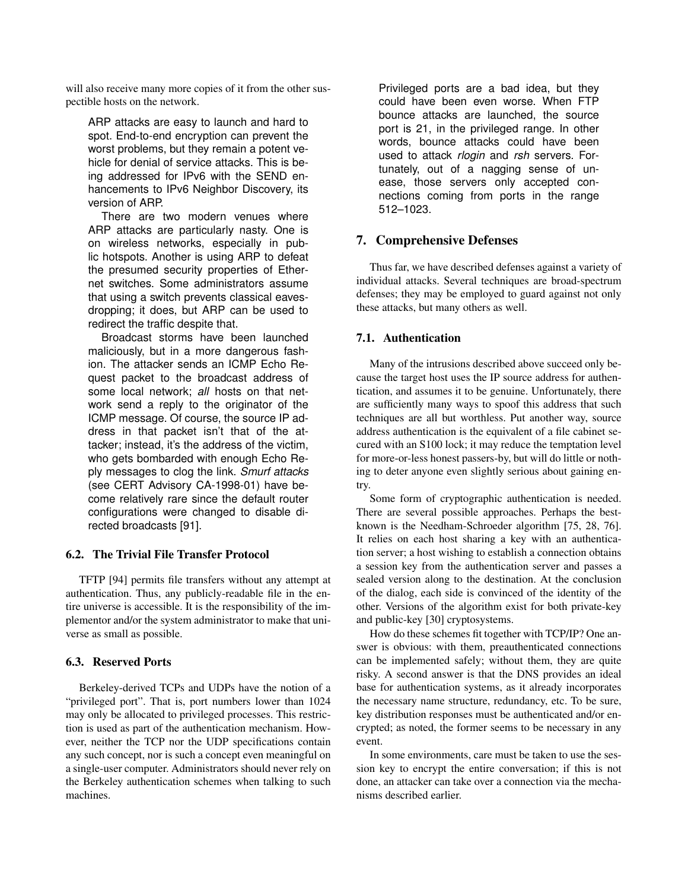will also receive many more copies of it from the other susceptible hosts on the network.

> ARP attacks are easy to launch and hard to spot. End-to-end encryption can prevent the worst problems, but they remain a potent vehicle for denial of service attacks. This is being addressed for IPv6 with the SEND enhancements to IPv6 Neighbor Discovery, its version of ARP.
>
> There are two modern venues where ARP attacks are particularly nasty. One is on wireless networks, especially in public hotspots. Another is using ARP to defeat the presumed security properties of Ethernet switches. Some administrators assume that using a switch prevents classical eavesdropping; it does, but ARP can be used to redirect the traffic despite that.
>
> Broadcast storms have been launched maliciously, but in a more dangerous fashion. The attacker sends an ICMP Echo Request packet to the broadcast address of some local network; *all* hosts on that network send a reply to the originator of the ICMP message. Of course, the source IP address in that packet isn't that of the attacker; instead, it's the address of the victim, who gets bombarded with enough Echo Reply messages to clog the link. *Smurf attacks* (see CERT Advisory CA-1998-01) have become relatively rare since the default router configurations were changed to disable directed broadcasts [91].

### 6.2. The Trivial File Transfer Protocol

TFTP [94] permits file transfers without any attempt at authentication. Thus, any publicly-readable file in the entire universe is accessible. It is the responsibility of the implementor and/or the system administrator to make that universe as small as possible.

### 6.3. Reserved Ports

Berkeley-derived TCPs and UDPs have the notion of a "privileged port". That is, port numbers lower than 1024 may only be allocated to privileged processes. This restriction is used as part of the authentication mechanism. However, neither the TCP nor the UDP specifications contain any such concept, nor is such a concept even meaningful on a single-user computer. Administrators should never rely on the Berkeley authentication schemes when talking to such machines.

> Privileged ports are a bad idea, but they could have been even worse. When FTP bounce attacks are launched, the source port is 21, in the privileged range. In other words, bounce attacks could have been used to attack *rlogin* and *rsh* servers. Fortunately, out of a nagging sense of unease, those servers only accepted connections coming from ports in the range 512–1023.

## 7. Comprehensive Defenses

Thus far, we have described defenses against a variety of individual attacks. Several techniques are broad-spectrum defenses; they may be employed to guard against not only these attacks, but many others as well.

### 7.1. Authentication

Many of the intrusions described above succeed only because the target host uses the IP source address for authentication, and assumes it to be genuine. Unfortunately, there are sufficiently many ways to spoof this address that such techniques are all but worthless. Put another way, source address authentication is the equivalent of a file cabinet secured with an S100 lock; it may reduce the temptation level for more-or-less honest passers-by, but will do little or nothing to deter anyone even slightly serious about gaining entry.

Some form of cryptographic authentication is needed. There are several possible approaches. Perhaps the best-known is the Needham-Schroeder algorithm [75, 28, 76]. It relies on each host sharing a key with an authentication server; a host wishing to establish a connection obtains a session key from the authentication server and passes a sealed version along to the destination. At the conclusion of the dialog, each side is convinced of the identity of the other. Versions of the algorithm exist for both private-key and public-key [30] cryptosystems.

How do these schemes fit together with TCP/IP? One answer is obvious: with them, preauthenticated connections can be implemented safely; without them, they are quite risky. A second answer is that the DNS provides an ideal base for authentication systems, as it already incorporates the necessary name structure, redundancy, etc. To be sure, key distribution responses must be authenticated and/or encrypted; as noted, the former seems to be necessary in any event.

In some environments, care must be taken to use the session key to encrypt the entire conversation; if this is not done, an attacker can take over a connection via the mechanisms described earlier.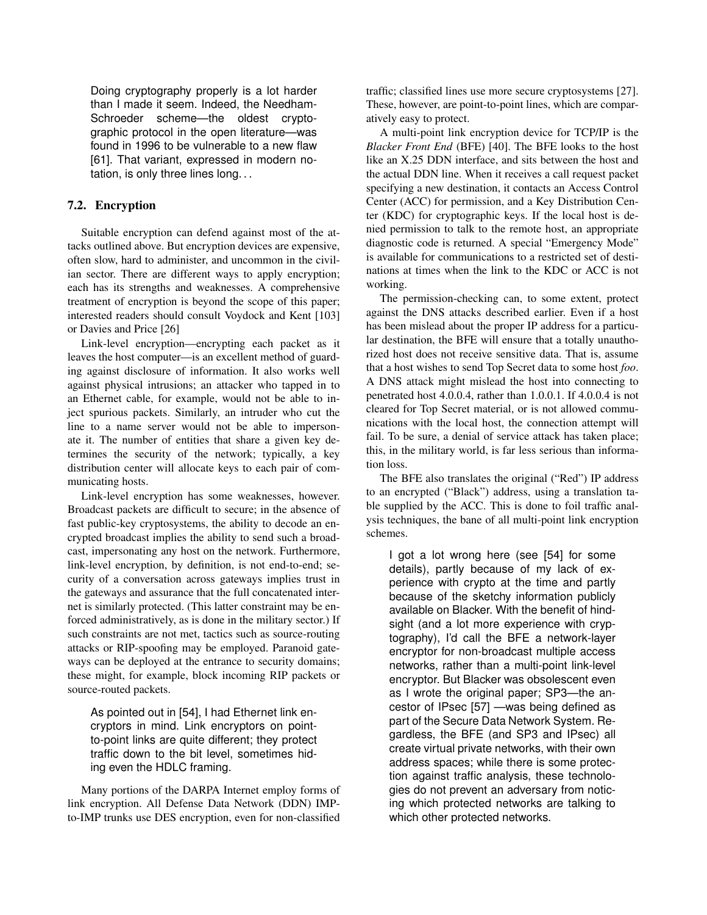> Doing cryptography properly is a lot harder than I made it seem. Indeed, the Needham-Schroeder scheme—the oldest cryptographic protocol in the open literature—was found in 1996 to be vulnerable to a new flaw [61]. That variant, expressed in modern notation, is only three lines long. . .

### 7.2. Encryption

Suitable encryption can defend against most of the attacks outlined above. But encryption devices are expensive, often slow, hard to administer, and uncommon in the civilian sector. There are different ways to apply encryption; each has its strengths and weaknesses. A comprehensive treatment of encryption is beyond the scope of this paper; interested readers should consult Voydock and Kent [103] or Davies and Price [26]

Link-level encryption—encrypting each packet as it leaves the host computer—is an excellent method of guarding against disclosure of information. It also works well against physical intrusions; an attacker who tapped in to an Ethernet cable, for example, would not be able to inject spurious packets. Similarly, an intruder who cut the line to a name server would not be able to impersonate it. The number of entities that share a given key determines the security of the network; typically, a key distribution center will allocate keys to each pair of communicating hosts.

Link-level encryption has some weaknesses, however. Broadcast packets are difficult to secure; in the absence of fast public-key cryptosystems, the ability to decode an encrypted broadcast implies the ability to send such a broadcast, impersonating any host on the network. Furthermore, link-level encryption, by definition, is not end-to-end; security of a conversation across gateways implies trust in the gateways and assurance that the full concatenated internet is similarly protected. (This latter constraint may be enforced administratively, as is done in the military sector.) If such constraints are not met, tactics such as source-routing attacks or RIP-spoofing may be employed. Paranoid gateways can be deployed at the entrance to security domains; these might, for example, block incoming RIP packets or source-routed packets.

> As pointed out in [54], I had Ethernet link encryptors in mind. Link encryptors on point-to-point links are quite different; they protect traffic down to the bit level, sometimes hiding even the HDLC framing.

Many portions of the DARPA Internet employ forms of link encryption. All Defense Data Network (DDN) IMP-to-IMP trunks use DES encryption, even for non-classified traffic; classified lines use more secure cryptosystems [27]. These, however, are point-to-point lines, which are comparatively easy to protect.

A multi-point link encryption device for TCP/IP is the *Blacker Front End* (BFE) [40]. The BFE looks to the host like an X.25 DDN interface, and sits between the host and the actual DDN line. When it receives a call request packet specifying a new destination, it contacts an Access Control Center (ACC) for permission, and a Key Distribution Center (KDC) for cryptographic keys. If the local host is denied permission to talk to the remote host, an appropriate diagnostic code is returned. A special "Emergency Mode" is available for communications to a restricted set of destinations at times when the link to the KDC or ACC is not working.

The permission-checking can, to some extent, protect against the DNS attacks described earlier. Even if a host has been mislead about the proper IP address for a particular destination, the BFE will ensure that a totally unauthorized host does not receive sensitive data. That is, assume that a host wishes to send Top Secret data to some host *foo*. A DNS attack might mislead the host into connecting to penetrated host 4.0.0.4, rather than 1.0.0.1. If 4.0.0.4 is not cleared for Top Secret material, or is not allowed communications with the local host, the connection attempt will fail. To be sure, a denial of service attack has taken place; this, in the military world, is far less serious than information loss.

The BFE also translates the original ("Red") IP address to an encrypted ("Black") address, using a translation table supplied by the ACC. This is done to foil traffic analysis techniques, the bane of all multi-point link encryption schemes.

> I got a lot wrong here (see [54] for some details), partly because of my lack of experience with crypto at the time and partly because of the sketchy information publicly available on Blacker. With the benefit of hindsight (and a lot more experience with cryptography), I'd call the BFE a network-layer encryptor for non-broadcast multiple access networks, rather than a multi-point link-level encryptor. But Blacker was obsolescent even as I wrote the original paper; SP3—the ancestor of IPsec [57] —was being defined as part of the Secure Data Network System. Regardless, the BFE (and SP3 and IPsec) all create virtual private networks, with their own address spaces; while there is some protection against traffic analysis, these technologies do not prevent an adversary from noticing which protected networks are talking to which other protected networks.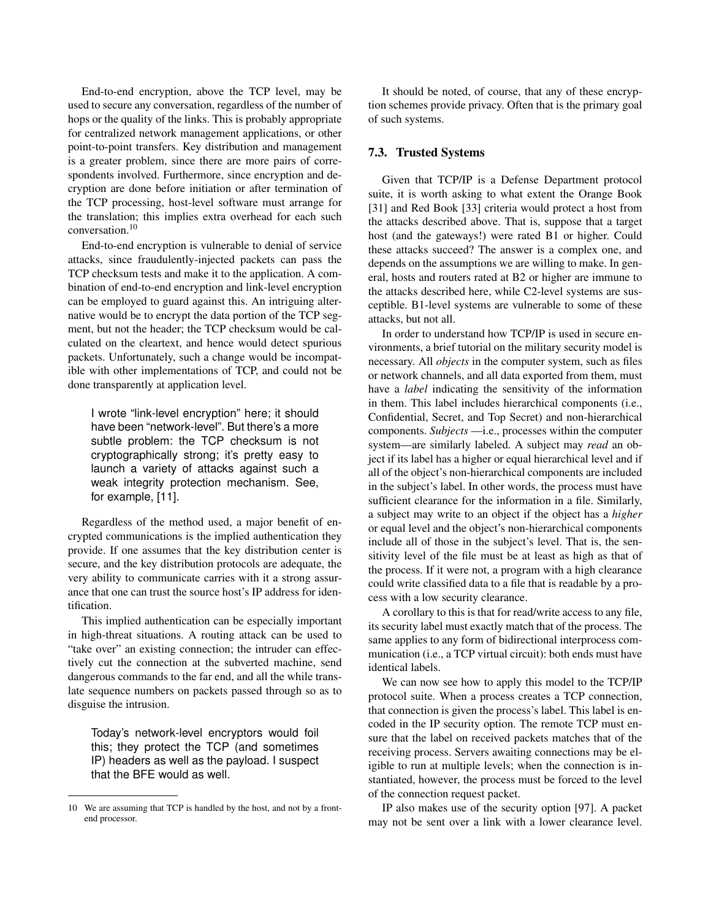End-to-end encryption, above the TCP level, may be used to secure any conversation, regardless of the number of hops or the quality of the links. This is probably appropriate for centralized network management applications, or other point-to-point transfers. Key distribution and management is a greater problem, since there are more pairs of correspondents involved. Furthermore, since encryption and decryption are done before initiation or after termination of the TCP processing, host-level software must arrange for the translation; this implies extra overhead for each such conversation.[10]

End-to-end encryption is vulnerable to denial of service attacks, since fraudulently-injected packets can pass the TCP checksum tests and make it to the application. A combination of end-to-end encryption and link-level encryption can be employed to guard against this. An intriguing alternative would be to encrypt the data portion of the TCP segment, but not the header; the TCP checksum would be calculated on the cleartext, and hence would detect spurious packets. Unfortunately, such a change would be incompatible with other implementations of TCP, and could not be done transparently at application level.

> I wrote "link-level encryption" here; it should have been "network-level". But there's a more subtle problem: the TCP checksum is not cryptographically strong; it's pretty easy to launch a variety of attacks against such a weak integrity protection mechanism. See, for example, [11].

Regardless of the method used, a major benefit of encrypted communications is the implied authentication they provide. If one assumes that the key distribution center is secure, and the key distribution protocols are adequate, the very ability to communicate carries with it a strong assurance that one can trust the source host's IP address for identification.

This implied authentication can be especially important in high-threat situations. A routing attack can be used to "take over" an existing connection; the intruder can effectively cut the connection at the subverted machine, send dangerous commands to the far end, and all the while translate sequence numbers on packets passed through so as to disguise the intrusion.

> Today's network-level encryptors would foil this; they protect the TCP (and sometimes IP) headers as well as the payload. I suspect that the BFE would as well.

It should be noted, of course, that any of these encryption schemes provide privacy. Often that is the primary goal of such systems.

### 7.3. Trusted Systems

Given that TCP/IP is a Defense Department protocol suite, it is worth asking to what extent the Orange Book [31] and Red Book [33] criteria would protect a host from the attacks described above. That is, suppose that a target host (and the gateways!) were rated B1 or higher. Could these attacks succeed? The answer is a complex one, and depends on the assumptions we are willing to make. In general, hosts and routers rated at B2 or higher are immune to the attacks described here, while C2-level systems are susceptible. B1-level systems are vulnerable to some of these attacks, but not all.

In order to understand how TCP/IP is used in secure environments, a brief tutorial on the military security model is necessary. All *objects* in the computer system, such as files or network channels, and all data exported from them, must have a *label* indicating the sensitivity of the information in them. This label includes hierarchical components (i.e., Confidential, Secret, and Top Secret) and non-hierarchical components. *Subjects* —i.e., processes within the computer system—are similarly labeled. A subject may *read* an object if its label has a higher or equal hierarchical level and if all of the object's non-hierarchical components are included in the subject's label. In other words, the process must have sufficient clearance for the information in a file. Similarly, a subject may write to an object if the object has a *higher* or equal level and the object's non-hierarchical components include all of those in the subject's level. That is, the sensitivity level of the file must be at least as high as that of the process. If it were not, a program with a high clearance could write classified data to a file that is readable by a process with a low security clearance.

A corollary to this is that for read/write access to any file, its security label must exactly match that of the process. The same applies to any form of bidirectional interprocess communication (i.e., a TCP virtual circuit): both ends must have identical labels.

We can now see how to apply this model to the TCP/IP protocol suite. When a process creates a TCP connection, that connection is given the process's label. This label is encoded in the IP security option. The remote TCP must ensure that the label on received packets matches that of the receiving process. Servers awaiting connections may be eligible to run at multiple levels; when the connection is instantiated, however, the process must be forced to the level of the connection request packet.

IP also makes use of the security option [97]. A packet may not be sent over a link with a lower clearance level.

[10] We are assuming that TCP is handled by the host, and not by a front-end processor.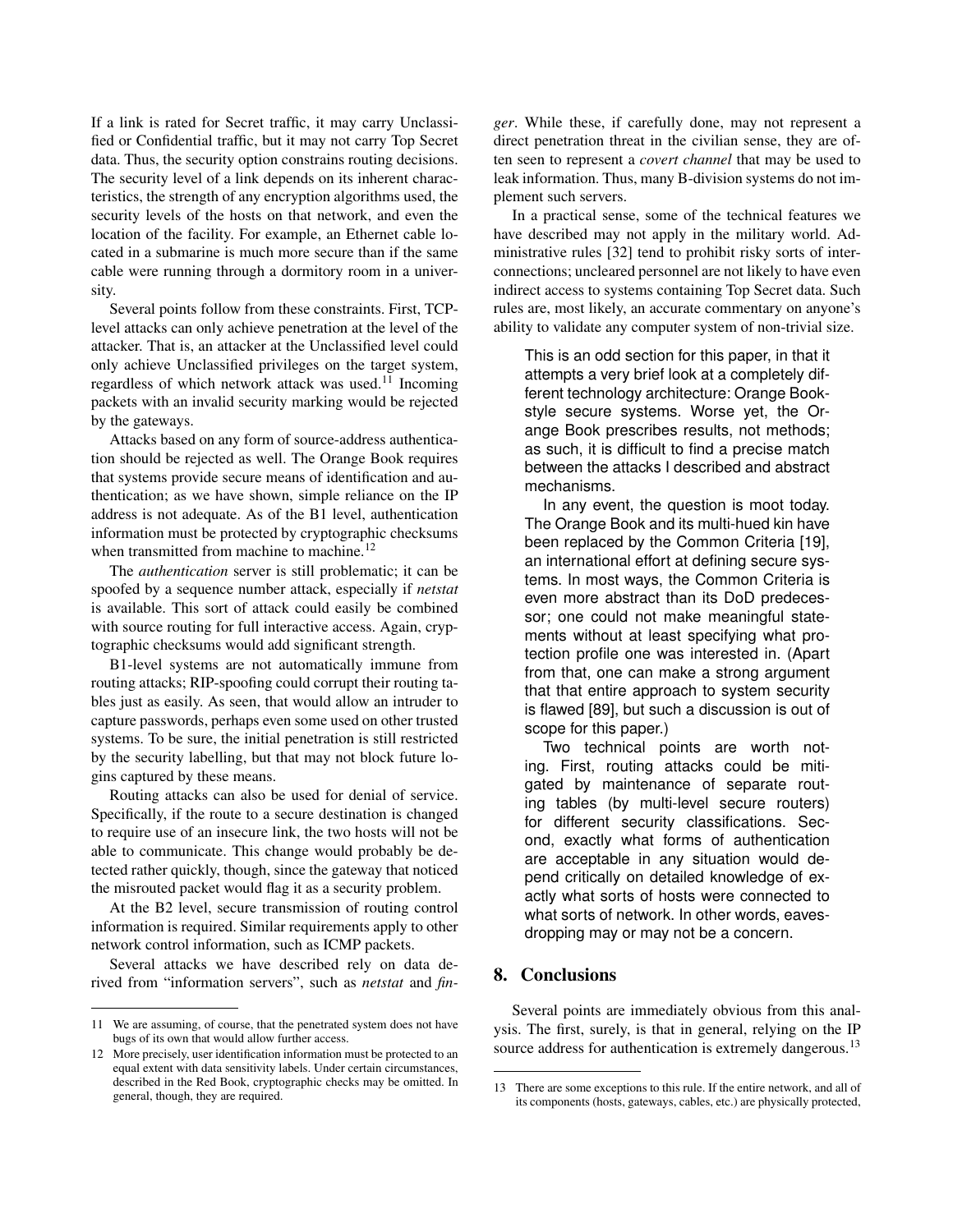If a link is rated for Secret traffic, it may carry Unclassified or Confidential traffic, but it may not carry Top Secret data. Thus, the security option constrains routing decisions. The security level of a link depends on its inherent characteristics, the strength of any encryption algorithms used, the security levels of the hosts on that network, and even the location of the facility. For example, an Ethernet cable located in a submarine is much more secure than if the same cable were running through a dormitory room in a university.

Several points follow from these constraints. First, TCP-level attacks can only achieve penetration at the level of the attacker. That is, an attacker at the Unclassified level could only achieve Unclassified privileges on the target system, regardless of which network attack was used.[11] Incoming packets with an invalid security marking would be rejected by the gateways.

Attacks based on any form of source-address authentication should be rejected as well. The Orange Book requires that systems provide secure means of identification and authentication; as we have shown, simple reliance on the IP address is not adequate. As of the B1 level, authentication information must be protected by cryptographic checksums when transmitted from machine to machine.[12]

The *authentication* server is still problematic; it can be spoofed by a sequence number attack, especially if *netstat* is available. This sort of attack could easily be combined with source routing for full interactive access. Again, cryptographic checksums would add significant strength.

B1-level systems are not automatically immune from routing attacks; RIP-spoofing could corrupt their routing tables just as easily. As seen, that would allow an intruder to capture passwords, perhaps even some used on other trusted systems. To be sure, the initial penetration is still restricted by the security labelling, but that may not block future logins captured by these means.

Routing attacks can also be used for denial of service. Specifically, if the route to a secure destination is changed to require use of an insecure link, the two hosts will not be able to communicate. This change would probably be detected rather quickly, though, since the gateway that noticed the misrouted packet would flag it as a security problem.

At the B2 level, secure transmission of routing control information is required. Similar requirements apply to other network control information, such as ICMP packets.

Several attacks we have described rely on data derived from "information servers", such as *netstat* and *finger*. While these, if carefully done, may not represent a direct penetration threat in the civilian sense, they are often seen to represent a *covert channel* that may be used to leak information. Thus, many B-division systems do not implement such servers.

In a practical sense, some of the technical features we have described may not apply in the military world. Administrative rules [32] tend to prohibit risky sorts of interconnections; uncleared personnel are not likely to have even indirect access to systems containing Top Secret data. Such rules are, most likely, an accurate commentary on anyone's ability to validate any computer system of non-trivial size.

> This is an odd section for this paper, in that it attempts a very brief look at a completely different technology architecture: Orange Book-style secure systems. Worse yet, the Orange Book prescribes results, not methods; as such, it is difficult to find a precise match between the attacks I described and abstract mechanisms.
>
> In any event, the question is moot today. The Orange Book and its multi-hued kin have been replaced by the Common Criteria [19], an international effort at defining secure systems. In most ways, the Common Criteria is even more abstract than its DoD predecessor; one could not make meaningful statements without at least specifying what protection profile one was interested in. (Apart from that, one can make a strong argument that that entire approach to system security is flawed [89], but such a discussion is out of scope for this paper.)
>
> Two technical points are worth noting. First, routing attacks could be mitigated by maintenance of separate routing tables (by multi-level secure routers) for different security classifications. Second, exactly what forms of authentication are acceptable in any situation would depend critically on detailed knowledge of exactly what sorts of hosts were connected to what sorts of network. In other words, eavesdropping may or may not be a concern.

## 8. Conclusions

Several points are immediately obvious from this analysis. The first, surely, is that in general, relying on the IP source address for authentication is extremely dangerous.[13]

---

11 We are assuming, of course, that the penetrated system does not have bugs of its own that would allow further access.

12 More precisely, user identification information must be protected to an equal extent with data sensitivity labels. Under certain circumstances, described in the Red Book, cryptographic checks may be omitted. In general, though, they are required.

13 There are some exceptions to this rule. If the entire network, and all of its components (hosts, gateways, cables, etc.) are physically protected,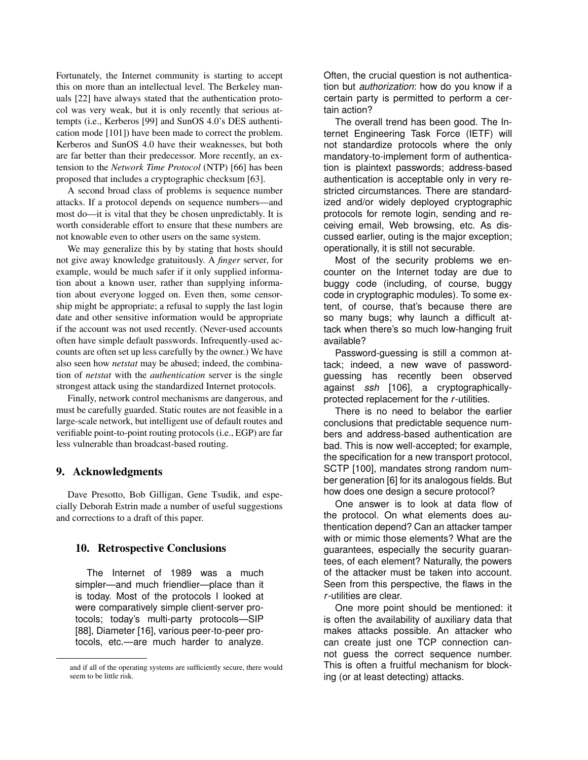Fortunately, the Internet community is starting to accept this on more than an intellectual level. The Berkeley manuals [22] have always stated that the authentication protocol was very weak, but it is only recently that serious attempts (i.e., Kerberos [99] and SunOS 4.0's DES authentication mode [101]) have been made to correct the problem. Kerberos and SunOS 4.0 have their weaknesses, but both are far better than their predecessor. More recently, an extension to the *Network Time Protocol* (NTP) [66] has been proposed that includes a cryptographic checksum [63].

A second broad class of problems is sequence number attacks. If a protocol depends on sequence numbers—and most do—it is vital that they be chosen unpredictably. It is worth considerable effort to ensure that these numbers are not knowable even to other users on the same system.

We may generalize this by by stating that hosts should not give away knowledge gratuitously. A *finger* server, for example, would be much safer if it only supplied information about a known user, rather than supplying information about everyone logged on. Even then, some censorship might be appropriate; a refusal to supply the last login date and other sensitive information would be appropriate if the account was not used recently. (Never-used accounts often have simple default passwords. Infrequently-used accounts are often set up less carefully by the owner.) We have also seen how *netstat* may be abused; indeed, the combination of *netstat* with the *authentication* server is the single strongest attack using the standardized Internet protocols.

Finally, network control mechanisms are dangerous, and must be carefully guarded. Static routes are not feasible in a large-scale network, but intelligent use of default routes and verifiable point-to-point routing protocols (i.e., EGP) are far less vulnerable than broadcast-based routing.

## 9. Acknowledgments

Dave Presotto, Bob Gilligan, Gene Tsudik, and especially Deborah Estrin made a number of useful suggestions and corrections to a draft of this paper.

## 10. Retrospective Conclusions

The Internet of 1989 was a much simpler—and much friendlier—place than it is today. Most of the protocols I looked at were comparatively simple client-server protocols; today's multi-party protocols—SIP [88], Diameter [16], various peer-to-peer protocols, etc.—are much harder to analyze. Often, the crucial question is not authentication but *authorization*: how do you know if a certain party is permitted to perform a certain action?

The overall trend has been good. The Internet Engineering Task Force (IETF) will not standardize protocols where the only mandatory-to-implement form of authentication is plaintext passwords; address-based authentication is acceptable only in very restricted circumstances. There are standardized and/or widely deployed cryptographic protocols for remote login, sending and receiving email, Web browsing, etc. As discussed earlier, outing is the major exception; operationally, it is still not securable.

Most of the security problems we encounter on the Internet today are due to buggy code (including, of course, buggy code in cryptographic modules). To some extent, of course, that's because there are so many bugs; why launch a difficult attack when there's so much low-hanging fruit available?

Password-guessing is still a common attack; indeed, a new wave of password-guessing has recently been observed against *ssh* [106], a cryptographically-protected replacement for the *r*-utilities.

There is no need to belabor the earlier conclusions that predictable sequence numbers and address-based authentication are bad. This is now well-accepted; for example, the specification for a new transport protocol, SCTP [100], mandates strong random number generation [6] for its analogous fields. But how does one design a secure protocol?

One answer is to look at data flow of the protocol. On what elements does authentication depend? Can an attacker tamper with or mimic those elements? What are the guarantees, especially the security guarantees, of each element? Naturally, the powers of the attacker must be taken into account. Seen from this perspective, the flaws in the *r*-utilities are clear.

One more point should be mentioned: it is often the availability of auxiliary data that makes attacks possible. An attacker who can create just one TCP connection cannot guess the correct sequence number. This is often a fruitful mechanism for blocking (or at least detecting) attacks.

and if all of the operating systems are sufficiently secure, there would seem to be little risk.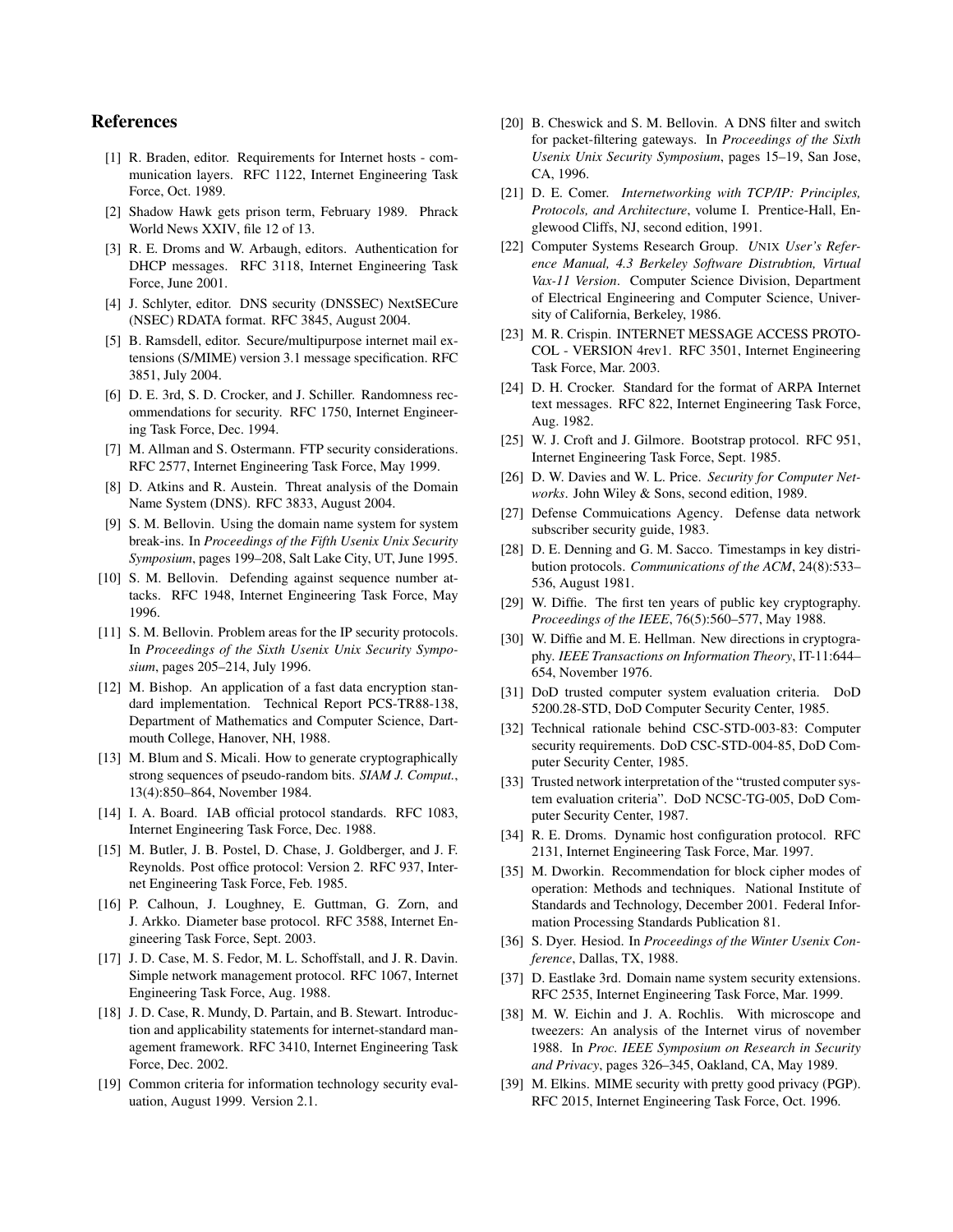## References

[1] R. Braden, editor. Requirements for Internet hosts - communication layers. RFC 1122, Internet Engineering Task Force, Oct. 1989.

[2] Shadow Hawk gets prison term, February 1989. Phrack World News XXIV, file 12 of 13.

[3] R. E. Droms and W. Arbaugh, editors. Authentication for DHCP messages. RFC 3118, Internet Engineering Task Force, June 2001.

[4] J. Schlyter, editor. DNS security (DNSSEC) NextSECure (NSEC) RDATA format. RFC 3845, August 2004.

[5] B. Ramsdell, editor. Secure/multipurpose internet mail extensions (S/MIME) version 3.1 message specification. RFC 3851, July 2004.

[6] D. E. 3rd, S. D. Crocker, and J. Schiller. Randomness recommendations for security. RFC 1750, Internet Engineering Task Force, Dec. 1994.

[7] M. Allman and S. Ostermann. FTP security considerations. RFC 2577, Internet Engineering Task Force, May 1999.

[8] D. Atkins and R. Austein. Threat analysis of the Domain Name System (DNS). RFC 3833, August 2004.

[9] S. M. Bellovin. Using the domain name system for system break-ins. In *Proceedings of the Fifth Usenix Unix Security Symposium*, pages 199–208, Salt Lake City, UT, June 1995.

[10] S. M. Bellovin. Defending against sequence number attacks. RFC 1948, Internet Engineering Task Force, May 1996.

[11] S. M. Bellovin. Problem areas for the IP security protocols. In *Proceedings of the Sixth Usenix Unix Security Symposium*, pages 205–214, July 1996.

[12] M. Bishop. An application of a fast data encryption standard implementation. Technical Report PCS-TR88-138, Department of Mathematics and Computer Science, Dartmouth College, Hanover, NH, 1988.

[13] M. Blum and S. Micali. How to generate cryptographically strong sequences of pseudo-random bits. *SIAM J. Comput.*, 13(4):850–864, November 1984.

[14] I. A. Board. IAB official protocol standards. RFC 1083, Internet Engineering Task Force, Dec. 1988.

[15] M. Butler, J. B. Postel, D. Chase, J. Goldberger, and J. F. Reynolds. Post office protocol: Version 2. RFC 937, Internet Engineering Task Force, Feb. 1985.

[16] P. Calhoun, J. Loughney, E. Guttman, G. Zorn, and J. Arkko. Diameter base protocol. RFC 3588, Internet Engineering Task Force, Sept. 2003.

[17] J. D. Case, M. S. Fedor, M. L. Schoffstall, and J. R. Davin. Simple network management protocol. RFC 1067, Internet Engineering Task Force, Aug. 1988.

[18] J. D. Case, R. Mundy, D. Partain, and B. Stewart. Introduction and applicability statements for internet-standard management framework. RFC 3410, Internet Engineering Task Force, Dec. 2002.

[19] Common criteria for information technology security evaluation, August 1999. Version 2.1.

[20] B. Cheswick and S. M. Bellovin. A DNS filter and switch for packet-filtering gateways. In *Proceedings of the Sixth Usenix Unix Security Symposium*, pages 15–19, San Jose, CA, 1996.

[21] D. E. Comer. *Internetworking with TCP/IP: Principles, Protocols, and Architecture*, volume I. Prentice-Hall, Englewood Cliffs, NJ, second edition, 1991.

[22] Computer Systems Research Group. *UNIX User's Reference Manual, 4.3 Berkeley Software Distrubtion, Virtual Vax-11 Version*. Computer Science Division, Department of Electrical Engineering and Computer Science, University of California, Berkeley, 1986.

[23] M. R. Crispin. INTERNET MESSAGE ACCESS PROTOCOL - VERSION 4rev1. RFC 3501, Internet Engineering Task Force, Mar. 2003.

[24] D. H. Crocker. Standard for the format of ARPA Internet text messages. RFC 822, Internet Engineering Task Force, Aug. 1982.

[25] W. J. Croft and J. Gilmore. Bootstrap protocol. RFC 951, Internet Engineering Task Force, Sept. 1985.

[26] D. W. Davies and W. L. Price. *Security for Computer Networks*. John Wiley & Sons, second edition, 1989.

[27] Defense Commuications Agency. Defense data network subscriber security guide, 1983.

[28] D. E. Denning and G. M. Sacco. Timestamps in key distribution protocols. *Communications of the ACM*, 24(8):533–536, August 1981.

[29] W. Diffie. The first ten years of public key cryptography. *Proceedings of the IEEE*, 76(5):560–577, May 1988.

[30] W. Diffie and M. E. Hellman. New directions in cryptography. *IEEE Transactions on Information Theory*, IT-11:644–654, November 1976.

[31] DoD trusted computer system evaluation criteria. DoD 5200.28-STD, DoD Computer Security Center, 1985.

[32] Technical rationale behind CSC-STD-003-83: Computer security requirements. DoD CSC-STD-004-85, DoD Computer Security Center, 1985.

[33] Trusted network interpretation of the "trusted computer system evaluation criteria". DoD NCSC-TG-005, DoD Computer Security Center, 1987.

[34] R. E. Droms. Dynamic host configuration protocol. RFC 2131, Internet Engineering Task Force, Mar. 1997.

[35] M. Dworkin. Recommendation for block cipher modes of operation: Methods and techniques. National Institute of Standards and Technology, December 2001. Federal Information Processing Standards Publication 81.

[36] S. Dyer. Hesiod. In *Proceedings of the Winter Usenix Conference*, Dallas, TX, 1988.

[37] D. Eastlake 3rd. Domain name system security extensions. RFC 2535, Internet Engineering Task Force, Mar. 1999.

[38] M. W. Eichin and J. A. Rochlis. With microscope and tweezers: An analysis of the Internet virus of november 1988. In *Proc. IEEE Symposium on Research in Security and Privacy*, pages 326–345, Oakland, CA, May 1989.

[39] M. Elkins. MIME security with pretty good privacy (PGP). RFC 2015, Internet Engineering Task Force, Oct. 1996.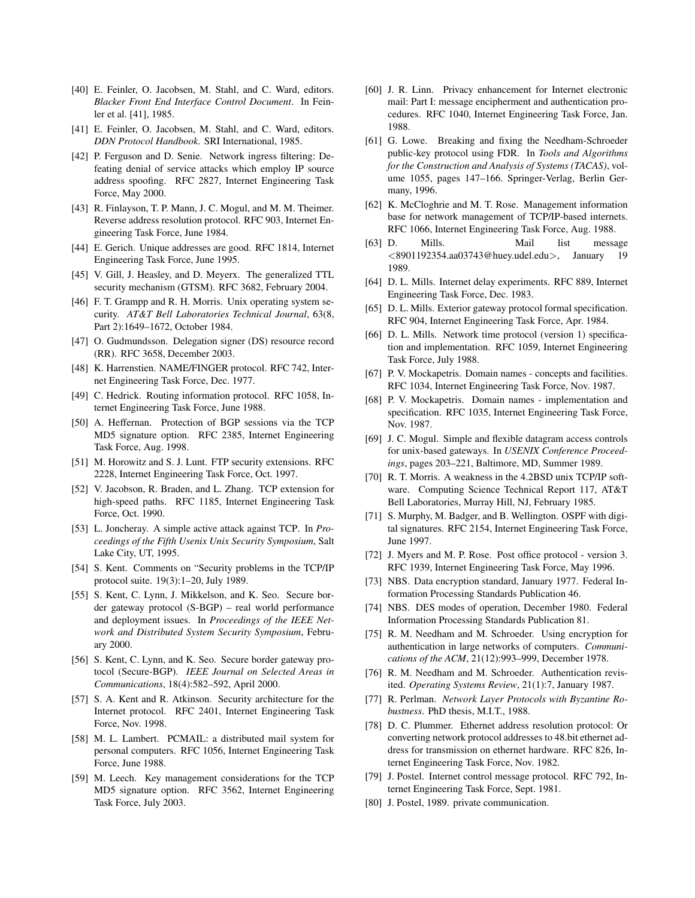[40] E. Feinler, O. Jacobsen, M. Stahl, and C. Ward, editors. *Blacker Front End Interface Control Document*. In Feinler et al. [41], 1985.

[41] E. Feinler, O. Jacobsen, M. Stahl, and C. Ward, editors. *DDN Protocol Handbook*. SRI International, 1985.

[42] P. Ferguson and D. Senie. Network ingress filtering: Defeating denial of service attacks which employ IP source address spoofing. RFC 2827, Internet Engineering Task Force, May 2000.

[43] R. Finlayson, T. P. Mann, J. C. Mogul, and M. M. Theimer. Reverse address resolution protocol. RFC 903, Internet Engineering Task Force, June 1984.

[44] E. Gerich. Unique addresses are good. RFC 1814, Internet Engineering Task Force, June 1995.

[45] V. Gill, J. Heasley, and D. Meyerx. The generalized TTL security mechanism (GTSM). RFC 3682, February 2004.

[46] F. T. Grampp and R. H. Morris. Unix operating system security. *AT&T Bell Laboratories Technical Journal*, 63(8, Part 2):1649–1672, October 1984.

[47] O. Gudmundsson. Delegation signer (DS) resource record (RR). RFC 3658, December 2003.

[48] K. Harrenstien. NAME/FINGER protocol. RFC 742, Internet Engineering Task Force, Dec. 1977.

[49] C. Hedrick. Routing information protocol. RFC 1058, Internet Engineering Task Force, June 1988.

[50] A. Heffernan. Protection of BGP sessions via the TCP MD5 signature option. RFC 2385, Internet Engineering Task Force, Aug. 1998.

[51] M. Horowitz and S. J. Lunt. FTP security extensions. RFC 2228, Internet Engineering Task Force, Oct. 1997.

[52] V. Jacobson, R. Braden, and L. Zhang. TCP extension for high-speed paths. RFC 1185, Internet Engineering Task Force, Oct. 1990.

[53] L. Joncheray. A simple active attack against TCP. In *Proceedings of the Fifth Usenix Unix Security Symposium*, Salt Lake City, UT, 1995.

[54] S. Kent. Comments on "Security problems in the TCP/IP protocol suite. 19(3):1–20, July 1989.

[55] S. Kent, C. Lynn, J. Mikkelson, and K. Seo. Secure border gateway protocol (S-BGP) – real world performance and deployment issues. In *Proceedings of the IEEE Network and Distributed System Security Symposium*, February 2000.

[56] S. Kent, C. Lynn, and K. Seo. Secure border gateway protocol (Secure-BGP). *IEEE Journal on Selected Areas in Communications*, 18(4):582–592, April 2000.

[57] S. A. Kent and R. Atkinson. Security architecture for the Internet protocol. RFC 2401, Internet Engineering Task Force, Nov. 1998.

[58] M. L. Lambert. PCMAIL: a distributed mail system for personal computers. RFC 1056, Internet Engineering Task Force, June 1988.

[59] M. Leech. Key management considerations for the TCP MD5 signature option. RFC 3562, Internet Engineering Task Force, July 2003.

[60] J. R. Linn. Privacy enhancement for Internet electronic mail: Part I: message encipherment and authentication procedures. RFC 1040, Internet Engineering Task Force, Jan. 1988.

[61] G. Lowe. Breaking and fixing the Needham-Schroeder public-key protocol using FDR. In *Tools and Algorithms for the Construction and Analysis of Systems (TACAS)*, volume 1055, pages 147–166. Springer-Verlag, Berlin Germany, 1996.

[62] K. McCloghrie and M. T. Rose. Management information base for network management of TCP/IP-based internets. RFC 1066, Internet Engineering Task Force, Aug. 1988.

[63] D. Mills. Mail list message <8901192354.aa03743@huey.udel.edu>, January 19 1989.

[64] D. L. Mills. Internet delay experiments. RFC 889, Internet Engineering Task Force, Dec. 1983.

[65] D. L. Mills. Exterior gateway protocol formal specification. RFC 904, Internet Engineering Task Force, Apr. 1984.

[66] D. L. Mills. Network time protocol (version 1) specification and implementation. RFC 1059, Internet Engineering Task Force, July 1988.

[67] P. V. Mockapetris. Domain names - concepts and facilities. RFC 1034, Internet Engineering Task Force, Nov. 1987.

[68] P. V. Mockapetris. Domain names - implementation and specification. RFC 1035, Internet Engineering Task Force, Nov. 1987.

[69] J. C. Mogul. Simple and flexible datagram access controls for unix-based gateways. In *USENIX Conference Proceedings*, pages 203–221, Baltimore, MD, Summer 1989.

[70] R. T. Morris. A weakness in the 4.2BSD unix TCP/IP software. Computing Science Technical Report 117, AT&T Bell Laboratories, Murray Hill, NJ, February 1985.

[71] S. Murphy, M. Badger, and B. Wellington. OSPF with digital signatures. RFC 2154, Internet Engineering Task Force, June 1997.

[72] J. Myers and M. P. Rose. Post office protocol - version 3. RFC 1939, Internet Engineering Task Force, May 1996.

[73] NBS. Data encryption standard, January 1977. Federal Information Processing Standards Publication 46.

[74] NBS. DES modes of operation, December 1980. Federal Information Processing Standards Publication 81.

[75] R. M. Needham and M. Schroeder. Using encryption for authentication in large networks of computers. *Communications of the ACM*, 21(12):993–999, December 1978.

[76] R. M. Needham and M. Schroeder. Authentication revisited. *Operating Systems Review*, 21(1):7, January 1987.

[77] R. Perlman. *Network Layer Protocols with Byzantine Robustness*. PhD thesis, M.I.T., 1988.

[78] D. C. Plummer. Ethernet address resolution protocol: Or converting network protocol addresses to 48.bit ethernet address for transmission on ethernet hardware. RFC 826, Internet Engineering Task Force, Nov. 1982.

[79] J. Postel. Internet control message protocol. RFC 792, Internet Engineering Task Force, Sept. 1981.

[80] J. Postel, 1989. private communication.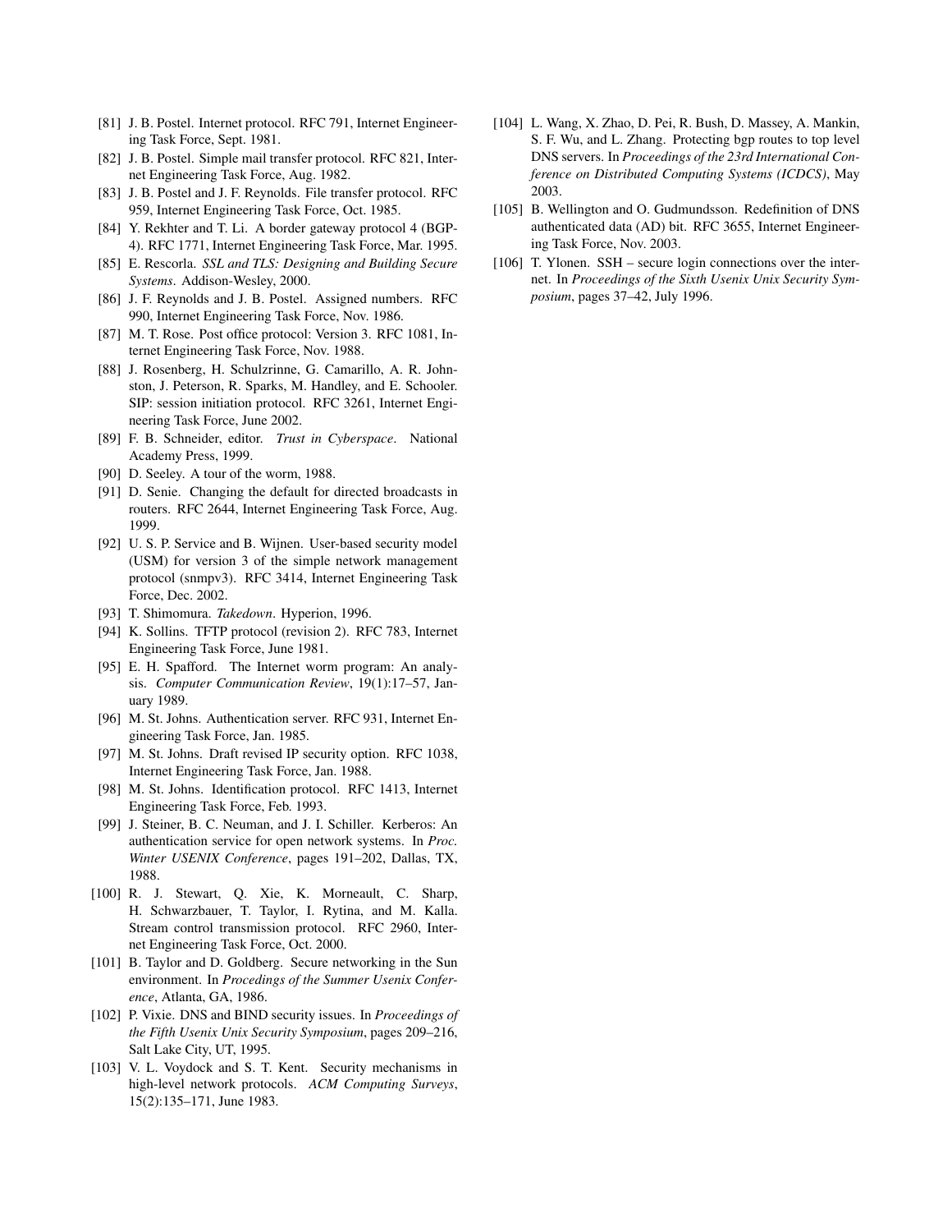[81] J. B. Postel. Internet protocol. RFC 791, Internet Engineering Task Force, Sept. 1981.

[82] J. B. Postel. Simple mail transfer protocol. RFC 821, Internet Engineering Task Force, Aug. 1982.

[83] J. B. Postel and J. F. Reynolds. File transfer protocol. RFC 959, Internet Engineering Task Force, Oct. 1985.

[84] Y. Rekhter and T. Li. A border gateway protocol 4 (BGP-4). RFC 1771, Internet Engineering Task Force, Mar. 1995.

[85] E. Rescorla. *SSL and TLS: Designing and Building Secure Systems*. Addison-Wesley, 2000.

[86] J. F. Reynolds and J. B. Postel. Assigned numbers. RFC 990, Internet Engineering Task Force, Nov. 1986.

[87] M. T. Rose. Post office protocol: Version 3. RFC 1081, Internet Engineering Task Force, Nov. 1988.

[88] J. Rosenberg, H. Schulzrinne, G. Camarillo, A. R. Johnston, J. Peterson, R. Sparks, M. Handley, and E. Schooler. SIP: session initiation protocol. RFC 3261, Internet Engineering Task Force, June 2002.

[89] F. B. Schneider, editor. *Trust in Cyberspace*. National Academy Press, 1999.

[90] D. Seeley. A tour of the worm, 1988.

[91] D. Senie. Changing the default for directed broadcasts in routers. RFC 2644, Internet Engineering Task Force, Aug. 1999.

[92] U. S. P. Service and B. Wijnen. User-based security model (USM) for version 3 of the simple network management protocol (snmpv3). RFC 3414, Internet Engineering Task Force, Dec. 2002.

[93] T. Shimomura. *Takedown*. Hyperion, 1996.

[94] K. Sollins. TFTP protocol (revision 2). RFC 783, Internet Engineering Task Force, June 1981.

[95] E. H. Spafford. The Internet worm program: An analysis. *Computer Communication Review*, 19(1):17–57, January 1989.

[96] M. St. Johns. Authentication server. RFC 931, Internet Engineering Task Force, Jan. 1985.

[97] M. St. Johns. Draft revised IP security option. RFC 1038, Internet Engineering Task Force, Jan. 1988.

[98] M. St. Johns. Identification protocol. RFC 1413, Internet Engineering Task Force, Feb. 1993.

[99] J. Steiner, B. C. Neuman, and J. I. Schiller. Kerberos: An authentication service for open network systems. In *Proc. Winter USENIX Conference*, pages 191–202, Dallas, TX, 1988.

[100] R. J. Stewart, Q. Xie, K. Morneault, C. Sharp, H. Schwarzbauer, T. Taylor, I. Rytina, and M. Kalla. Stream control transmission protocol. RFC 2960, Internet Engineering Task Force, Oct. 2000.

[101] B. Taylor and D. Goldberg. Secure networking in the Sun environment. In *Procedings of the Summer Usenix Conference*, Atlanta, GA, 1986.

[102] P. Vixie. DNS and BIND security issues. In *Proceedings of the Fifth Usenix Unix Security Symposium*, pages 209–216, Salt Lake City, UT, 1995.

[103] V. L. Voydock and S. T. Kent. Security mechanisms in high-level network protocols. *ACM Computing Surveys*, 15(2):135–171, June 1983.

[104] L. Wang, X. Zhao, D. Pei, R. Bush, D. Massey, A. Mankin, S. F. Wu, and L. Zhang. Protecting bgp routes to top level DNS servers. In *Proceedings of the 23rd International Conference on Distributed Computing Systems (ICDCS)*, May 2003.

[105] B. Wellington and O. Gudmundsson. Redefinition of DNS authenticated data (AD) bit. RFC 3655, Internet Engineering Task Force, Nov. 2003.

[106] T. Ylonen. SSH – secure login connections over the internet. In *Proceedings of the Sixth Usenix Unix Security Symposium*, pages 37–42, July 1996.